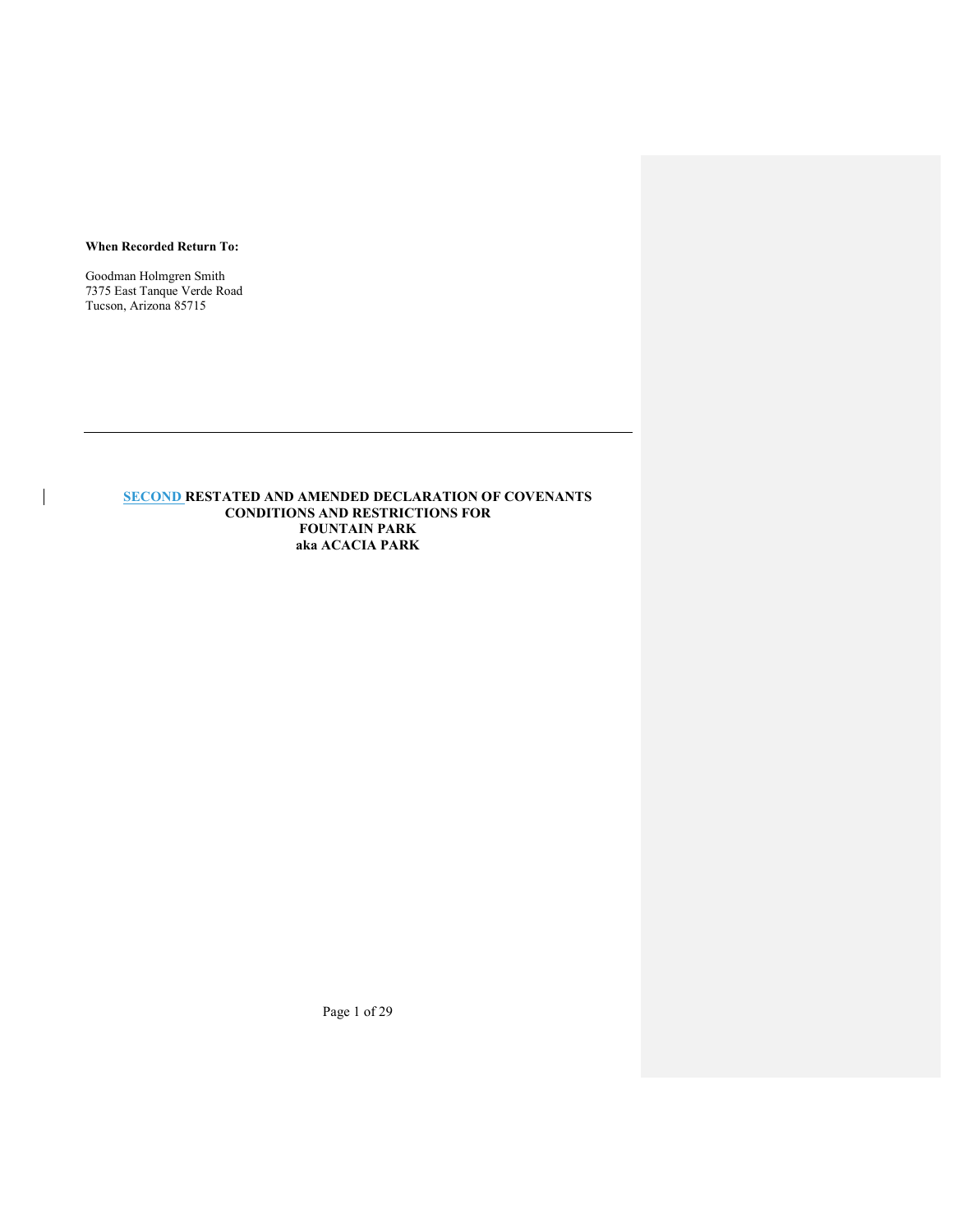**When Recorded Return To:**

Goodman Holmgren Smith
7375 East Tanque Verde Road
Tucson, Arizona 85715

---

# SECOND RESTATED AND AMENDED DECLARATION OF COVENANTS CONDITIONS AND RESTRICTIONS FOR FOUNTAIN PARK aka ACACIA PARK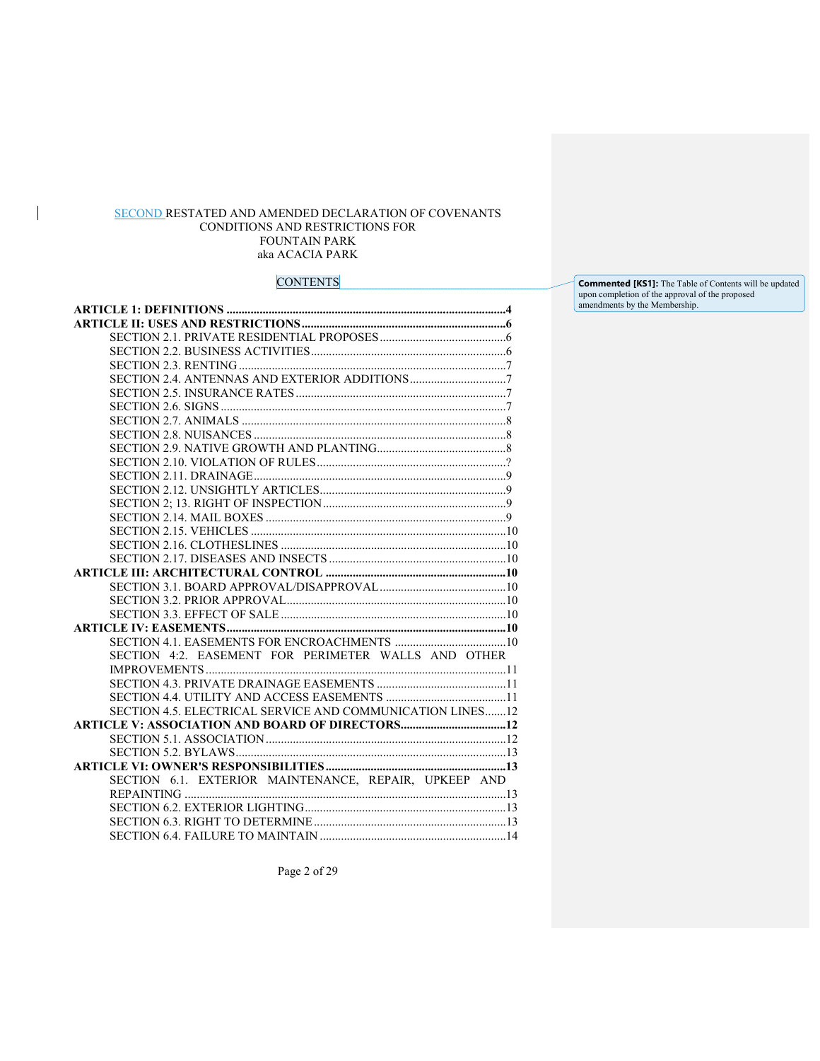SECOND RESTATED AND AMENDED DECLARATION OF COVENANTS CONDITIONS AND RESTRICTIONS FOR FOUNTAIN PARK aka ACACIA PARK

CONTENTS

> Commented [KS1]: The Table of Contents will be updated upon completion of the approval of the proposed amendments by the Membership.

**ARTICLE 1: DEFINITIONS ....................................................................................4**

**ARTICLE II: USES AND RESTRICTIONS ..............................................................6**

SECTION 2.1. PRIVATE RESIDENTIAL PROPOSES ..........................................6

SECTION 2.2. BUSINESS ACTIVITIES ..................................................................6

SECTION 2.3. RENTING .........................................................................................7

SECTION 2.4. ANTENNAS AND EXTERIOR ADDITIONS ..................................7

SECTION 2.5. INSURANCE RATES .......................................................................7

SECTION 2.6. SIGNS ................................................................................................7

SECTION 2.7. ANIMALS .........................................................................................8

SECTION 2.8. NUISANCES .....................................................................................8

SECTION 2.9. NATIVE GROWTH AND PLANTING............................................8

SECTION 2.10. VIOLATION OF RULES ................................................................?

SECTION 2.11. DRAINAGE.....................................................................................9

SECTION 2.12. UNSIGHTLY ARTICLES ...............................................................9

SECTION 2; 13. RIGHT OF INSPECTION ..............................................................9

SECTION 2.14. MAIL BOXES ..................................................................................9

SECTION 2.15. VEHICLES .......................................................................................10

SECTION 2.16. CLOTHESLINES .............................................................................10

SECTION 2.17. DISEASES AND INSECTS .............................................................10

**ARTICLE III: ARCHITECTURAL CONTROL ...........................................................10**

SECTION 3.1. BOARD APPROVAL/DISAPPROVAL ............................................10

SECTION 3.2. PRIOR APPROVAL...........................................................................10

SECTION 3.3. EFFECT OF SALE .............................................................................10

**ARTICLE IV: EASEMENTS.............................................................................................10**

SECTION 4.1. EASEMENTS FOR ENCROACHMENTS .......................................10

SECTION 4:2. EASEMENT FOR PERIMETER WALLS AND OTHER IMPROVEMENTS.......................................................................................................11

SECTION 4.3. PRIVATE DRAINAGE EASEMENTS ..............................................11

SECTION 4.4. UTILITY AND ACCESS EASEMENTS ...........................................11

SECTION 4.5. ELECTRICAL SERVICE AND COMMUNICATION LINES.......12

**ARTICLE V: ASSOCIATION AND BOARD OF DIRECTORS...................................12**

SECTION 5.1. ASSOCIATION ...................................................................................12

SECTION 5.2. BYLAWS.............................................................................................13

**ARTICLE VI: OWNER'S RESPONSIBILITIES ............................................................13**

SECTION 6.1. EXTERIOR MAINTENANCE, REPAIR, UPKEEP AND REPAINTING .............................................................................................................13

SECTION 6.2. EXTERIOR LIGHTING.....................................................................13

SECTION 6.3. RIGHT TO DETERMINE ..................................................................13

SECTION 6.4. FAILURE TO MAINTAIN ................................................................14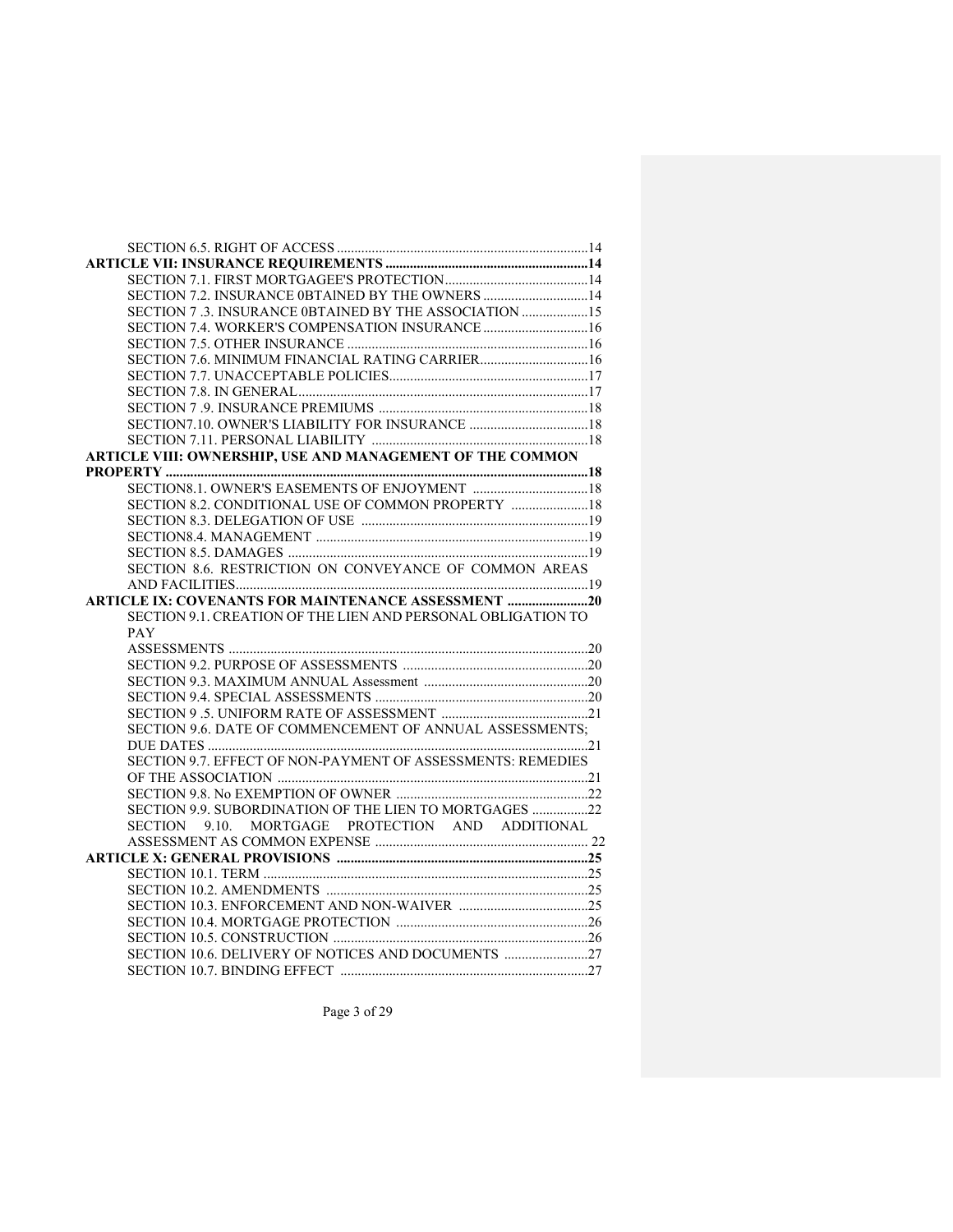SECTION 6.5. RIGHT OF ACCESS ........................................................................14

**ARTICLE VII: INSURANCE REQUIREMENTS ..........................................................14**

SECTION 7.1. FIRST MORTGAGEE'S PROTECTION..........................................14

SECTION 7.2. INSURANCE 0BTAINED BY THE OWNERS ..............................14

SECTION 7 .3. INSURANCE 0BTAINED BY THE ASSOCIATION ...................15

SECTION 7.4. WORKER'S COMPENSATION INSURANCE ..............................16

SECTION 7.5. OTHER INSURANCE .....................................................................16

SECTION 7.6. MINIMUM FINANCIAL RATING CARRIER...............................16

SECTION 7.7. UNACCEPTABLE POLICIES.........................................................17

SECTION 7.8. IN GENERAL...................................................................................17

SECTION 7 .9. INSURANCE PREMIUMS ............................................................18

SECTION7.10. OWNER'S LIABILITY FOR INSURANCE ..................................18

SECTION 7.11. PERSONAL LIABILITY ..............................................................18

**ARTICLE VIII: OWNERSHIP, USE AND MANAGEMENT OF THE COMMON PROPERTY ........................................................................................................................18**

SECTION8.1. OWNER'S EASEMENTS OF ENJOYMENT .................................18

SECTION 8.2. CONDITIONAL USE OF COMMON PROPERTY ......................18

SECTION 8.3. DELEGATION OF USE .................................................................19

SECTION8.4. MANAGEMENT ..............................................................................19

SECTION 8.5. DAMAGES ......................................................................................19

SECTION 8.6. RESTRICTION ON CONVEYANCE OF COMMON AREAS AND FACILITIES.....................................................................................................19

**ARTICLE IX: COVENANTS FOR MAINTENANCE ASSESSMENT .......................20**

SECTION 9.1. CREATION OF THE LIEN AND PERSONAL OBLIGATION TO PAY ASSESSMENTS .......................................................................................................20

SECTION 9.2. PURPOSE OF ASSESSMENTS .....................................................20

SECTION 9.3. MAXIMUM ANNUAL Assessment ...............................................20

SECTION 9.4. SPECIAL ASSESSMENTS .............................................................20

SECTION 9 .5. UNIFORM RATE OF ASSESSMENT ..........................................21

SECTION 9.6. DATE OF COMMENCEMENT OF ANNUAL ASSESSMENTS; DUE DATES .............................................................................................................21

SECTION 9.7. EFFECT OF NON-PAYMENT OF ASSESSMENTS: REMEDIES OF THE ASSOCIATION .........................................................................................21

SECTION 9.8. No EXEMPTION OF OWNER .......................................................22

SECTION 9.9. SUBORDINATION OF THE LIEN TO MORTGAGES ................22

SECTION 9.10. MORTGAGE PROTECTION AND ADDITIONAL ASSESSMENT AS COMMON EXPENSE ............................................................. 22

**ARTICLE X: GENERAL PROVISIONS .......................................................................25**

SECTION 10.1. TERM .............................................................................................25

SECTION 10.2. AMENDMENTS ...........................................................................25

SECTION 10.3. ENFORCEMENT AND NON-WAIVER .....................................25

SECTION 10.4. MORTGAGE PROTECTION .......................................................26

SECTION 10.5. CONSTRUCTION .........................................................................26

SECTION 10.6. DELIVERY OF NOTICES AND DOCUMENTS ........................27

SECTION 10.7. BINDING EFFECT .......................................................................27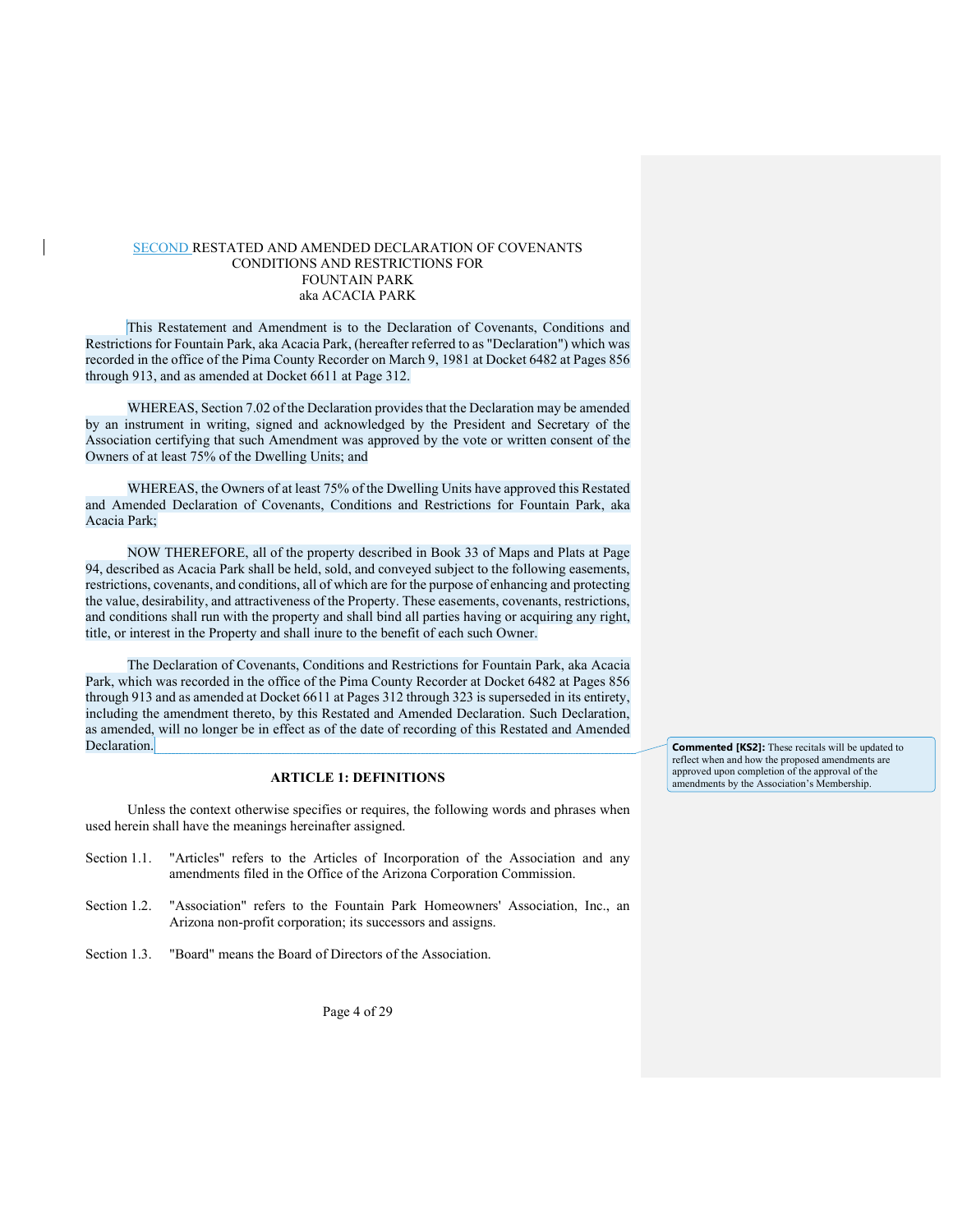SECOND RESTATED AND AMENDED DECLARATION OF COVENANTS CONDITIONS AND RESTRICTIONS FOR FOUNTAIN PARK aka ACACIA PARK

This Restatement and Amendment is to the Declaration of Covenants, Conditions and Restrictions for Fountain Park, aka Acacia Park, (hereafter referred to as "Declaration") which was recorded in the office of the Pima County Recorder on March 9, 1981 at Docket 6482 at Pages 856 through 913, and as amended at Docket 6611 at Page 312.

WHEREAS, Section 7.02 of the Declaration provides that the Declaration may be amended by an instrument in writing, signed and acknowledged by the President and Secretary of the Association certifying that such Amendment was approved by the vote or written consent of the Owners of at least 75% of the Dwelling Units; and

WHEREAS, the Owners of at least 75% of the Dwelling Units have approved this Restated and Amended Declaration of Covenants, Conditions and Restrictions for Fountain Park, aka Acacia Park;

NOW THEREFORE, all of the property described in Book 33 of Maps and Plats at Page 94, described as Acacia Park shall be held, sold, and conveyed subject to the following easements, restrictions, covenants, and conditions, all of which are for the purpose of enhancing and protecting the value, desirability, and attractiveness of the Property. These easements, covenants, restrictions, and conditions shall run with the property and shall bind all parties having or acquiring any right, title, or interest in the Property and shall inure to the benefit of each such Owner.

The Declaration of Covenants, Conditions and Restrictions for Fountain Park, aka Acacia Park, which was recorded in the office of the Pima County Recorder at Docket 6482 at Pages 856 through 913 and as amended at Docket 6611 at Pages 312 through 323 is superseded in its entirety, including the amendment thereto, by this Restated and Amended Declaration. Such Declaration, as amended, will no longer be in effect as of the date of recording of this Restated and Amended Declaration.

**Commented [KS2]:** These recitals will be updated to reflect when and how the proposed amendments are approved upon completion of the approval of the amendments by the Association's Membership.

## ARTICLE 1: DEFINITIONS

Unless the context otherwise specifies or requires, the following words and phrases when used herein shall have the meanings hereinafter assigned.

Section 1.1. "Articles" refers to the Articles of Incorporation of the Association and any amendments filed in the Office of the Arizona Corporation Commission.

Section 1.2. "Association" refers to the Fountain Park Homeowners' Association, Inc., an Arizona non-profit corporation; its successors and assigns.

Section 1.3. "Board" means the Board of Directors of the Association.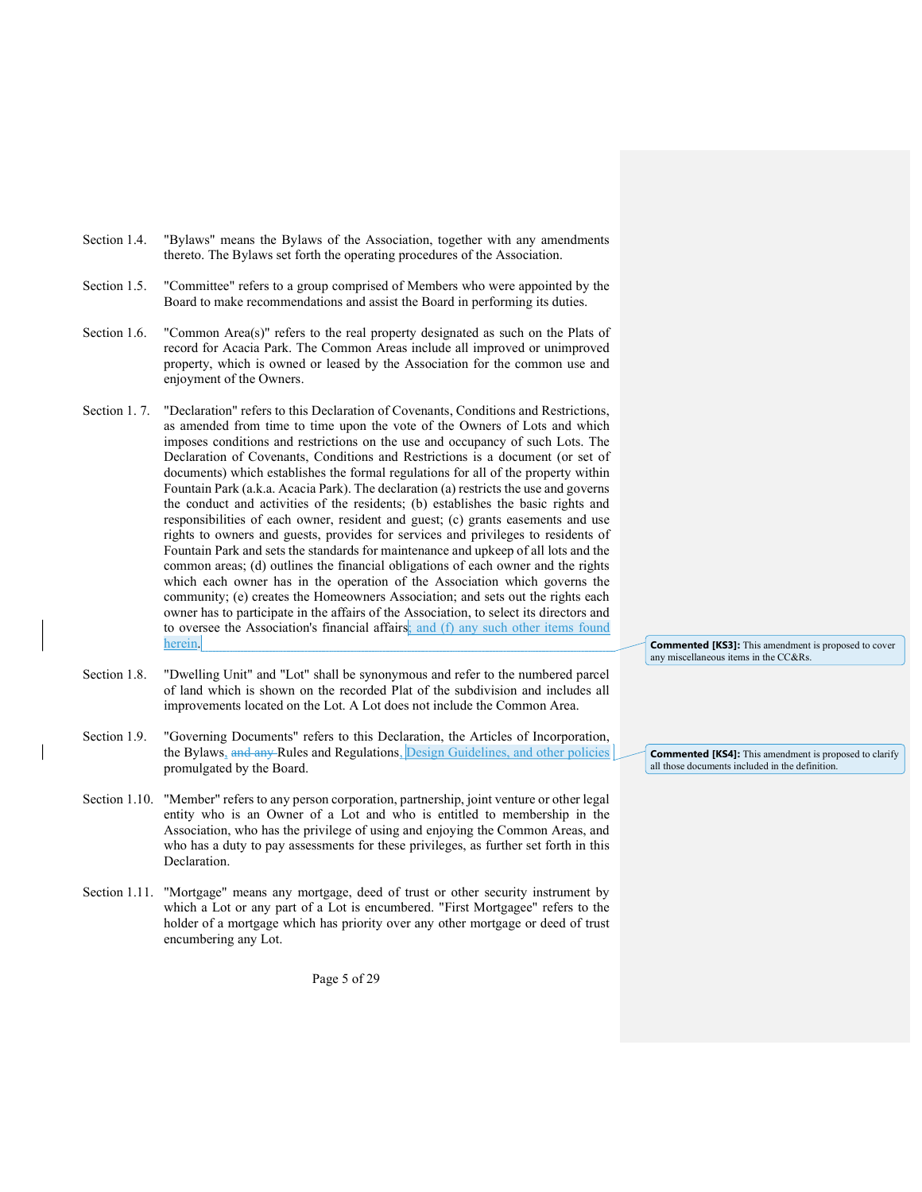Section 1.4. "Bylaws" means the Bylaws of the Association, together with any amendments thereto. The Bylaws set forth the operating procedures of the Association.

Section 1.5. "Committee" refers to a group comprised of Members who were appointed by the Board to make recommendations and assist the Board in performing its duties.

Section 1.6. "Common Area(s)" refers to the real property designated as such on the Plats of record for Acacia Park. The Common Areas include all improved or unimproved property, which is owned or leased by the Association for the common use and enjoyment of the Owners.

Section 1. 7. "Declaration" refers to this Declaration of Covenants, Conditions and Restrictions, as amended from time to time upon the vote of the Owners of Lots and which imposes conditions and restrictions on the use and occupancy of such Lots. The Declaration of Covenants, Conditions and Restrictions is a document (or set of documents) which establishes the formal regulations for all of the property within Fountain Park (a.k.a. Acacia Park). The declaration (a) restricts the use and governs the conduct and activities of the residents; (b) establishes the basic rights and responsibilities of each owner, resident and guest; (c) grants easements and use rights to owners and guests, provides for services and privileges to residents of Fountain Park and sets the standards for maintenance and upkeep of all lots and the common areas; (d) outlines the financial obligations of each owner and the rights which each owner has in the operation of the Association which governs the community; (e) creates the Homeowners Association; and sets out the rights each owner has to participate in the affairs of the Association, to select its directors and to oversee the Association's financial affairs; and (f) any such other items found herein.

**Commented [KS3]:** This amendment is proposed to cover any miscellaneous items in the CC&Rs.

Section 1.8. "Dwelling Unit" and "Lot" shall be synonymous and refer to the numbered parcel of land which is shown on the recorded Plat of the subdivision and includes all improvements located on the Lot. A Lot does not include the Common Area.

Section 1.9. "Governing Documents" refers to this Declaration, the Articles of Incorporation, the Bylaws, ~~and any~~ Rules and Regulations, Design Guidelines, and other policies promulgated by the Board.

**Commented [KS4]:** This amendment is proposed to clarify all those documents included in the definition.

Section 1.10. "Member" refers to any person corporation, partnership, joint venture or other legal entity who is an Owner of a Lot and who is entitled to membership in the Association, who has the privilege of using and enjoying the Common Areas, and who has a duty to pay assessments for these privileges, as further set forth in this Declaration.

Section 1.11. "Mortgage" means any mortgage, deed of trust or other security instrument by which a Lot or any part of a Lot is encumbered. "First Mortgagee" refers to the holder of a mortgage which has priority over any other mortgage or deed of trust encumbering any Lot.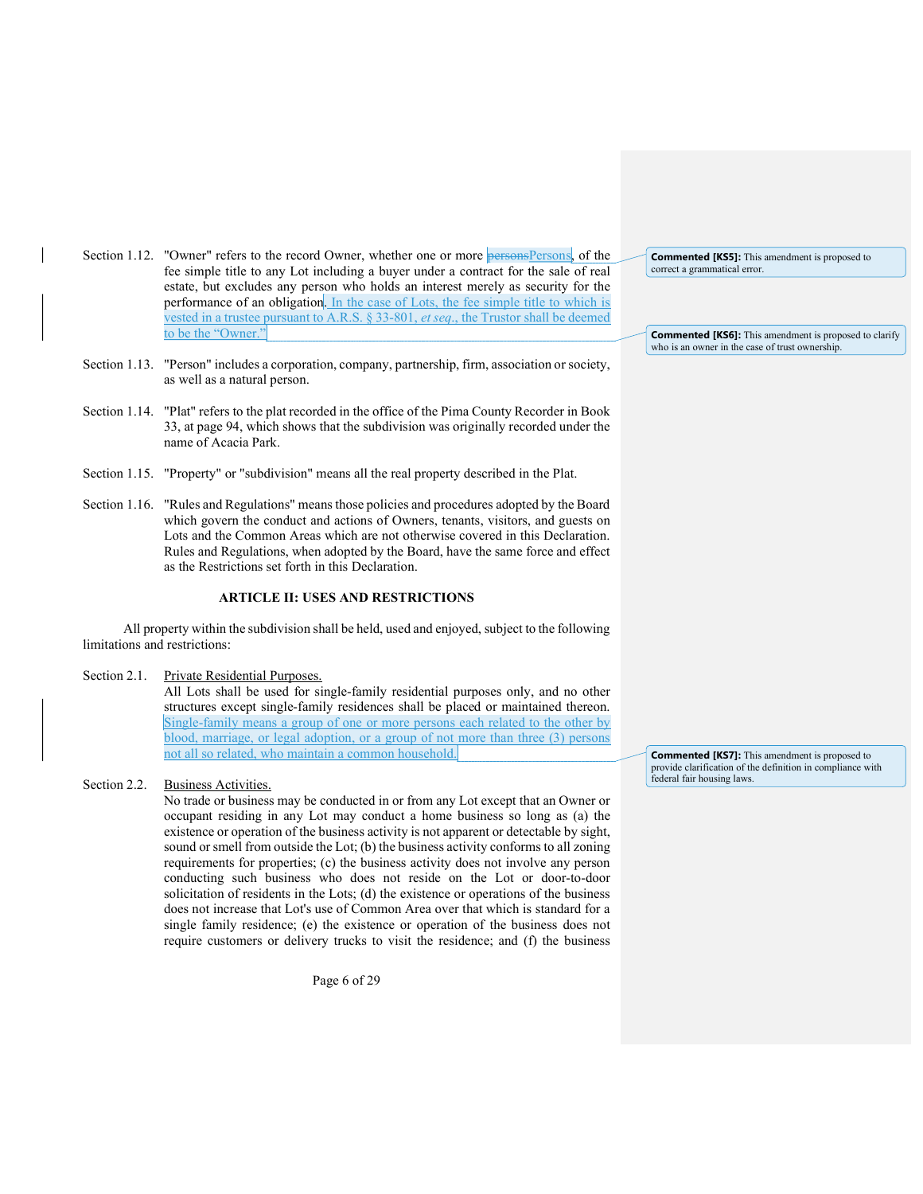Section 1.12. "Owner" refers to the record Owner, whether one or more ~~persons~~Persons, of the fee simple title to any Lot including a buyer under a contract for the sale of real estate, but excludes any person who holds an interest merely as security for the performance of an obligation. In the case of Lots, the fee simple title to which is vested in a trustee pursuant to A.R.S. § 33-801, *et seq*., the Trustor shall be deemed to be the "Owner."

> **Commented [KS5]:** This amendment is proposed to correct a grammatical error.

> **Commented [KS6]:** This amendment is proposed to clarify who is an owner in the case of trust ownership.

Section 1.13. "Person" includes a corporation, company, partnership, firm, association or society, as well as a natural person.

Section 1.14. "Plat" refers to the plat recorded in the office of the Pima County Recorder in Book 33, at page 94, which shows that the subdivision was originally recorded under the name of Acacia Park.

Section 1.15. "Property" or "subdivision" means all the real property described in the Plat.

Section 1.16. "Rules and Regulations" means those policies and procedures adopted by the Board which govern the conduct and actions of Owners, tenants, visitors, and guests on Lots and the Common Areas which are not otherwise covered in this Declaration. Rules and Regulations, when adopted by the Board, have the same force and effect as the Restrictions set forth in this Declaration.

## ARTICLE II: USES AND RESTRICTIONS

All property within the subdivision shall be held, used and enjoyed, subject to the following limitations and restrictions:

Section 2.1. Private Residential Purposes.
All Lots shall be used for single-family residential purposes only, and no other structures except single-family residences shall be placed or maintained thereon. Single-family means a group of one or more persons each related to the other by blood, marriage, or legal adoption, or a group of not more than three (3) persons not all so related, who maintain a common household.

> **Commented [KS7]:** This amendment is proposed to provide clarification of the definition in compliance with federal fair housing laws.

Section 2.2. Business Activities.
No trade or business may be conducted in or from any Lot except that an Owner or occupant residing in any Lot may conduct a home business so long as (a) the existence or operation of the business activity is not apparent or detectable by sight, sound or smell from outside the Lot; (b) the business activity conforms to all zoning requirements for properties; (c) the business activity does not involve any person conducting such business who does not reside on the Lot or door-to-door solicitation of residents in the Lots; (d) the existence or operations of the business does not increase that Lot's use of Common Area over that which is standard for a single family residence; (e) the existence or operation of the business does not require customers or delivery trucks to visit the residence; and (f) the business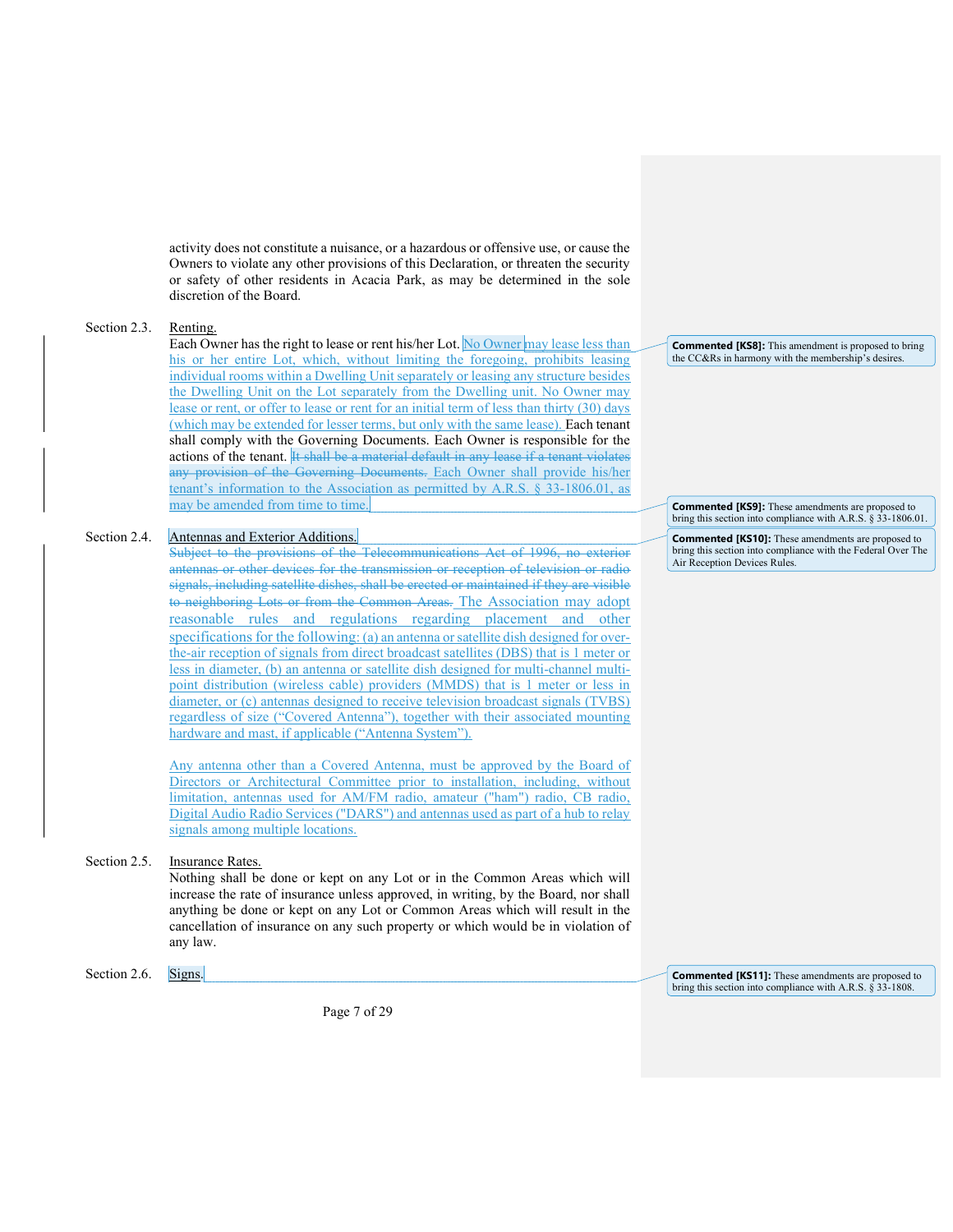activity does not constitute a nuisance, or a hazardous or offensive use, or cause the Owners to violate any other provisions of this Declaration, or threaten the security or safety of other residents in Acacia Park, as may be determined in the sole discretion of the Board.

**Section 2.3.** Renting.

Each Owner has the right to lease or rent his/her Lot. No Owner may lease less than his or her entire Lot, which, without limiting the foregoing, prohibits leasing individual rooms within a Dwelling Unit separately or leasing any structure besides the Dwelling Unit on the Lot separately from the Dwelling unit. No Owner may lease or rent, or offer to lease or rent for an initial term of less than thirty (30) days (which may be extended for lesser terms, but only with the same lease). Each tenant shall comply with the Governing Documents. Each Owner is responsible for the actions of the tenant. ~~It shall be a material default in any lease if a tenant violates any provision of the Governing Documents.~~ Each Owner shall provide his/her tenant's information to the Association as permitted by A.R.S. § 33-1806.01, as may be amended from time to time.

> **Commented [KS8]:** This amendment is proposed to bring the CC&Rs in harmony with the membership's desires.

> **Commented [KS9]:** These amendments are proposed to bring this section into compliance with A.R.S. § 33-1806.01.

**Section 2.4.** Antennas and Exterior Additions.

~~Subject to the provisions of the Telecommunications Act of 1996, no exterior antennas or other devices for the transmission or reception of television or radio signals, including satellite dishes, shall be erected or maintained if they are visible to neighboring Lots or from the Common Areas.~~ The Association may adopt reasonable rules and regulations regarding placement and other specifications for the following: (a) an antenna or satellite dish designed for over-the-air reception of signals from direct broadcast satellites (DBS) that is 1 meter or less in diameter, (b) an antenna or satellite dish designed for multi-channel multi-point distribution (wireless cable) providers (MMDS) that is 1 meter or less in diameter, or (c) antennas designed to receive television broadcast signals (TVBS) regardless of size ("Covered Antenna"), together with their associated mounting hardware and mast, if applicable ("Antenna System").

Any antenna other than a Covered Antenna, must be approved by the Board of Directors or Architectural Committee prior to installation, including, without limitation, antennas used for AM/FM radio, amateur ("ham") radio, CB radio, Digital Audio Radio Services ("DARS") and antennas used as part of a hub to relay signals among multiple locations.

> **Commented [KS10]:** These amendments are proposed to bring this section into compliance with the Federal Over The Air Reception Devices Rules.

**Section 2.5.** Insurance Rates.

Nothing shall be done or kept on any Lot or in the Common Areas which will increase the rate of insurance unless approved, in writing, by the Board, nor shall anything be done or kept on any Lot or Common Areas which will result in the cancellation of insurance on any such property or which would be in violation of any law.

**Section 2.6.** Signs.

> **Commented [KS11]:** These amendments are proposed to bring this section into compliance with A.R.S. § 33-1808.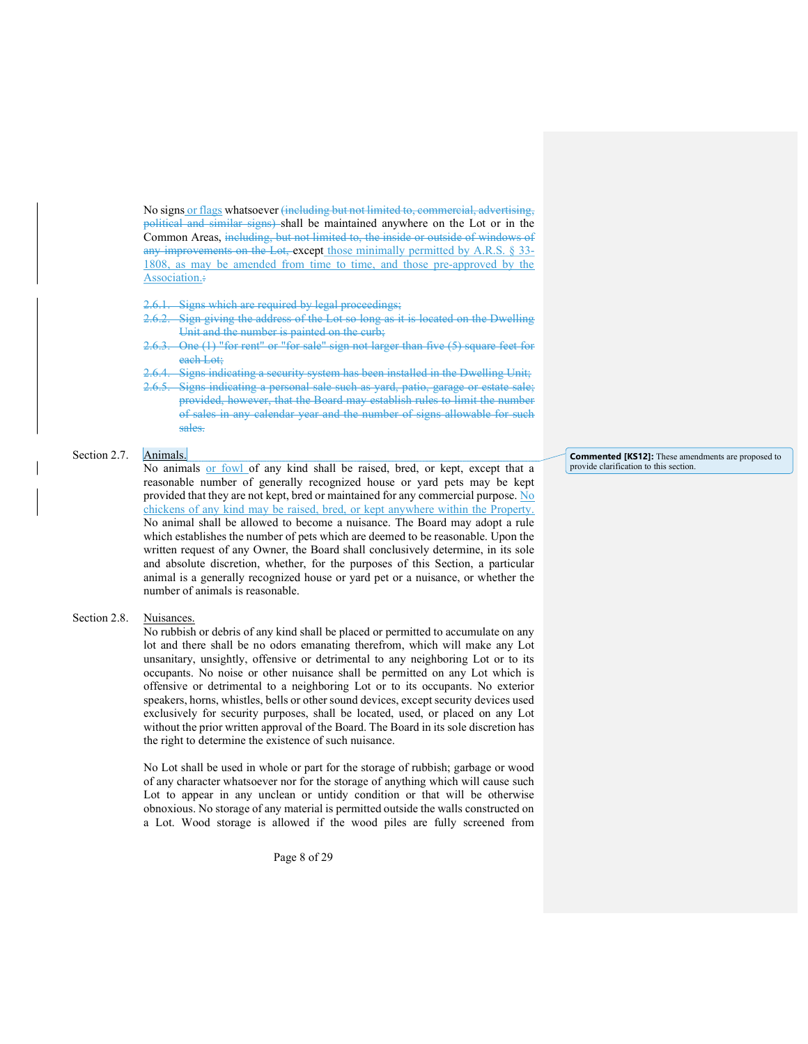No signs or flags whatsoever ~~(including but not limited to, commercial, advertising, political and similar signs)~~ shall be maintained anywhere on the Lot or in the Common Areas, ~~including, but not limited to, the inside or outside of windows of any improvements on the Lot,~~ except those minimally permitted by A.R.S. § 33-1808, as may be amended from time to time, and those pre-approved by the Association.~~:~~

~~2.6.1. Signs which are required by legal proceedings;~~
~~2.6.2. Sign giving the address of the Lot so long as it is located on the Dwelling Unit and the number is painted on the curb;~~
~~2.6.3. One (1) "for rent" or "for sale" sign not larger than five (5) square feet for each Lot;~~
~~2.6.4. Signs indicating a security system has been installed in the Dwelling Unit;~~
~~2.6.5. Signs indicating a personal sale such as yard, patio, garage or estate sale; provided, however, that the Board may establish rules to limit the number of sales in any calendar year and the number of signs allowable for such sales.~~

Section 2.7. Animals.

No animals or fowl of any kind shall be raised, bred, or kept, except that a reasonable number of generally recognized house or yard pets may be kept provided that they are not kept, bred or maintained for any commercial purpose. No chickens of any kind may be raised, bred, or kept anywhere within the Property. No animal shall be allowed to become a nuisance. The Board may adopt a rule which establishes the number of pets which are deemed to be reasonable. Upon the written request of any Owner, the Board shall conclusively determine, in its sole and absolute discretion, whether, for the purposes of this Section, a particular animal is a generally recognized house or yard pet or a nuisance, or whether the number of animals is reasonable.

**Commented [KS12]:** These amendments are proposed to provide clarification to this section.

Section 2.8. Nuisances.

No rubbish or debris of any kind shall be placed or permitted to accumulate on any lot and there shall be no odors emanating therefrom, which will make any Lot unsanitary, unsightly, offensive or detrimental to any neighboring Lot or to its occupants. No noise or other nuisance shall be permitted on any Lot which is offensive or detrimental to a neighboring Lot or to its occupants. No exterior speakers, horns, whistles, bells or other sound devices, except security devices used exclusively for security purposes, shall be located, used, or placed on any Lot without the prior written approval of the Board. The Board in its sole discretion has the right to determine the existence of such nuisance.

No Lot shall be used in whole or part for the storage of rubbish; garbage or wood of any character whatsoever nor for the storage of anything which will cause such Lot to appear in any unclean or untidy condition or that will be otherwise obnoxious. No storage of any material is permitted outside the walls constructed on a Lot. Wood storage is allowed if the wood piles are fully screened from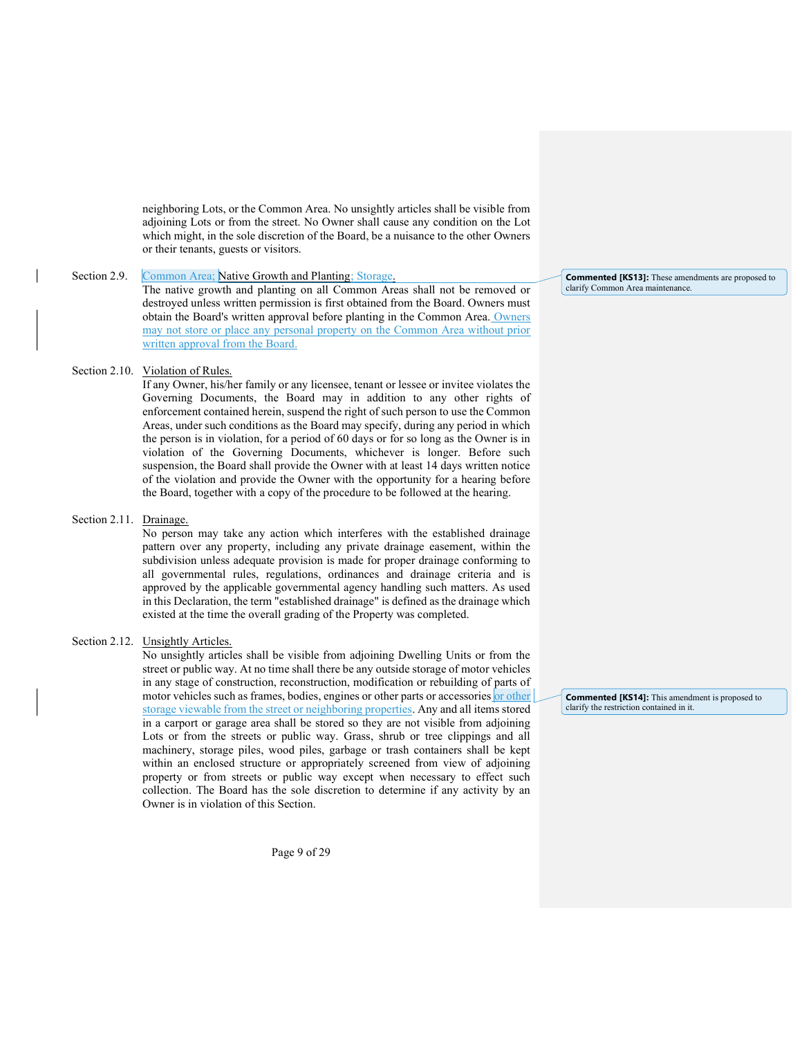neighboring Lots, or the Common Area. No unsightly articles shall be visible from adjoining Lots or from the street. No Owner shall cause any condition on the Lot which might, in the sole discretion of the Board, be a nuisance to the other Owners or their tenants, guests or visitors.

Section 2.9. Common Area; Native Growth and Planting; Storage.

The native growth and planting on all Common Areas shall not be removed or destroyed unless written permission is first obtained from the Board. Owners must obtain the Board's written approval before planting in the Common Area. Owners may not store or place any personal property on the Common Area without prior written approval from the Board.

> **Commented [KS13]:** These amendments are proposed to clarify Common Area maintenance.

Section 2.10. Violation of Rules.

If any Owner, his/her family or any licensee, tenant or lessee or invitee violates the Governing Documents, the Board may in addition to any other rights of enforcement contained herein, suspend the right of such person to use the Common Areas, under such conditions as the Board may specify, during any period in which the person is in violation, for a period of 60 days or for so long as the Owner is in violation of the Governing Documents, whichever is longer. Before such suspension, the Board shall provide the Owner with at least 14 days written notice of the violation and provide the Owner with the opportunity for a hearing before the Board, together with a copy of the procedure to be followed at the hearing.

Section 2.11. Drainage.

No person may take any action which interferes with the established drainage pattern over any property, including any private drainage easement, within the subdivision unless adequate provision is made for proper drainage conforming to all governmental rules, regulations, ordinances and drainage criteria and is approved by the applicable governmental agency handling such matters. As used in this Declaration, the term "established drainage" is defined as the drainage which existed at the time the overall grading of the Property was completed.

Section 2.12. Unsightly Articles.

No unsightly articles shall be visible from adjoining Dwelling Units or from the street or public way. At no time shall there be any outside storage of motor vehicles in any stage of construction, reconstruction, modification or rebuilding of parts of motor vehicles such as frames, bodies, engines or other parts or accessories or other storage viewable from the street or neighboring properties. Any and all items stored in a carport or garage area shall be stored so they are not visible from adjoining Lots or from the streets or public way. Grass, shrub or tree clippings and all machinery, storage piles, wood piles, garbage or trash containers shall be kept within an enclosed structure or appropriately screened from view of adjoining property or from streets or public way except when necessary to effect such collection. The Board has the sole discretion to determine if any activity by an Owner is in violation of this Section.

> **Commented [KS14]:** This amendment is proposed to clarify the restriction contained in it.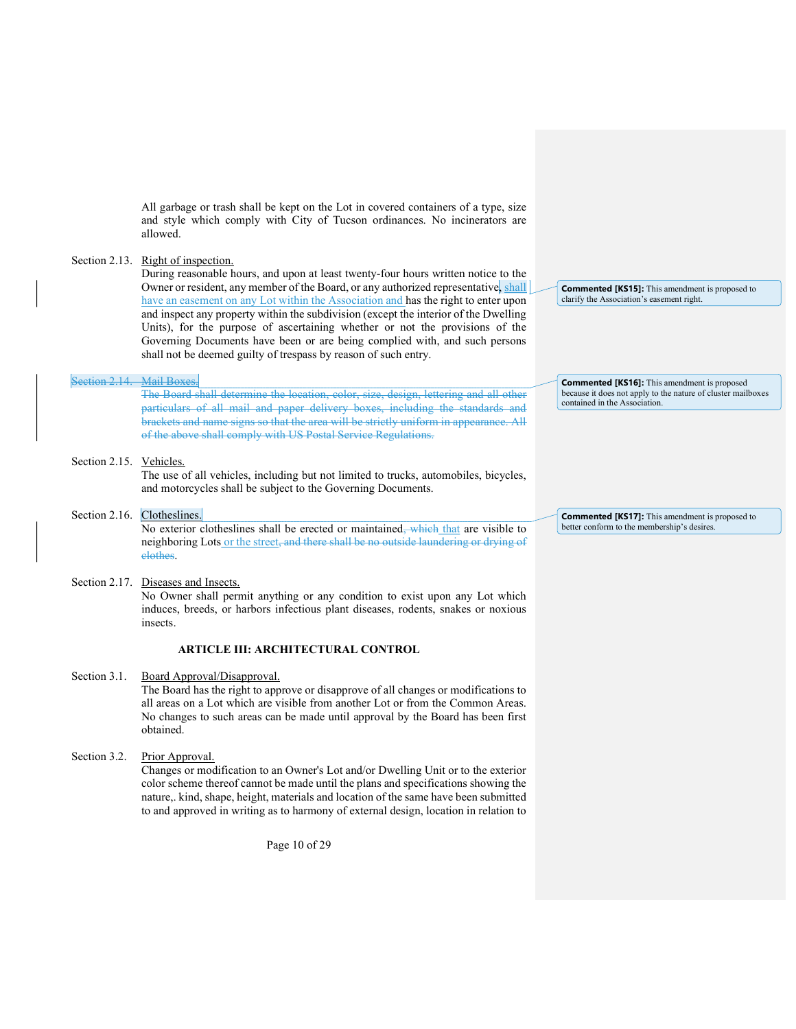All garbage or trash shall be kept on the Lot in covered containers of a type, size and style which comply with City of Tucson ordinances. No incinerators are allowed.

Section 2.13. Right of inspection.
During reasonable hours, and upon at least twenty-four hours written notice to the Owner or resident, any member of the Board, or any authorized representative, shall have an easement on any Lot within the Association and has the right to enter upon and inspect any property within the subdivision (except the interior of the Dwelling Units), for the purpose of ascertaining whether or not the provisions of the Governing Documents have been or are being complied with, and such persons shall not be deemed guilty of trespass by reason of such entry.

**Commented [KS15]:** This amendment is proposed to clarify the Association's easement right.

~~Section 2.14. Mail Boxes.~~
~~The Board shall determine the location, color, size, design, lettering and all other particulars of all mail and paper delivery boxes, including the standards and brackets and name signs so that the area will be strictly uniform in appearance. All of the above shall comply with US Postal Service Regulations.~~

**Commented [KS16]:** This amendment is proposed because it does not apply to the nature of cluster mailboxes contained in the Association.

Section 2.15. Vehicles.
The use of all vehicles, including but not limited to trucks, automobiles, bicycles, and motorcycles shall be subject to the Governing Documents.

Section 2.16. Clotheslines.
No exterior clotheslines shall be erected or maintained~~, which~~ that are visible to neighboring Lots or the street~~, and there shall be no outside laundering or drying of clothes~~.

**Commented [KS17]:** This amendment is proposed to better conform to the membership's desires.

Section 2.17. Diseases and Insects.
No Owner shall permit anything or any condition to exist upon any Lot which induces, breeds, or harbors infectious plant diseases, rodents, snakes or noxious insects.

## ARTICLE III: ARCHITECTURAL CONTROL

Section 3.1. Board Approval/Disapproval.
The Board has the right to approve or disapprove of all changes or modifications to all areas on a Lot which are visible from another Lot or from the Common Areas. No changes to such areas can be made until approval by the Board has been first obtained.

Section 3.2. Prior Approval.
Changes or modification to an Owner's Lot and/or Dwelling Unit or to the exterior color scheme thereof cannot be made until the plans and specifications showing the nature,. kind, shape, height, materials and location of the same have been submitted to and approved in writing as to harmony of external design, location in relation to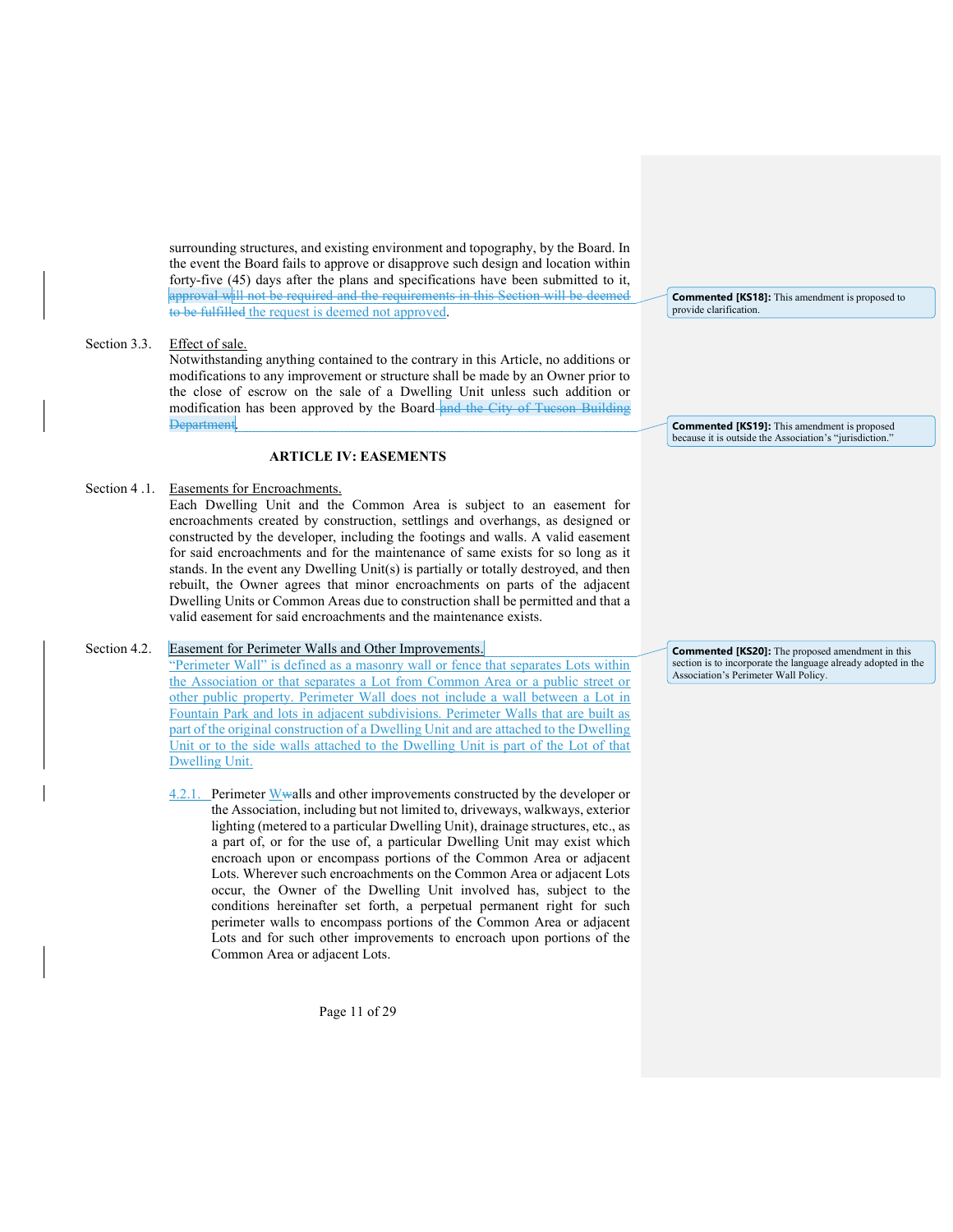surrounding structures, and existing environment and topography, by the Board. In the event the Board fails to approve or disapprove such design and location within forty-five (45) days after the plans and specifications have been submitted to it, ~~approval will not be required and the requirements in this Section will be deemed to be fulfilled~~ the request is deemed not approved.

> **Commented [KS18]:** This amendment is proposed to provide clarification.

Section 3.3. Effect of sale.
Notwithstanding anything contained to the contrary in this Article, no additions or modifications to any improvement or structure shall be made by an Owner prior to the close of escrow on the sale of a Dwelling Unit unless such addition or modification has been approved by the Board ~~and the City of Tucson Building Department~~.

> **Commented [KS19]:** This amendment is proposed because it is outside the Association's "jurisdiction."

## ARTICLE IV: EASEMENTS

Section 4 .1. Easements for Encroachments.
Each Dwelling Unit and the Common Area is subject to an easement for encroachments created by construction, settlings and overhangs, as designed or constructed by the developer, including the footings and walls. A valid easement for said encroachments and for the maintenance of same exists for so long as it stands. In the event any Dwelling Unit(s) is partially or totally destroyed, and then rebuilt, the Owner agrees that minor encroachments on parts of the adjacent Dwelling Units or Common Areas due to construction shall be permitted and that a valid easement for said encroachments and the maintenance exists.

Section 4.2. Easement for Perimeter Walls and Other Improvements.
"Perimeter Wall" is defined as a masonry wall or fence that separates Lots within the Association or that separates a Lot from Common Area or a public street or other public property. Perimeter Wall does not include a wall between a Lot in Fountain Park and lots in adjacent subdivisions. Perimeter Walls that are built as part of the original construction of a Dwelling Unit and are attached to the Dwelling Unit or to the side walls attached to the Dwelling Unit is part of the Lot of that Dwelling Unit.

> **Commented [KS20]:** The proposed amendment in this section is to incorporate the language already adopted in the Association's Perimeter Wall Policy.

4.2.1. Perimeter W~~w~~alls and other improvements constructed by the developer or the Association, including but not limited to, driveways, walkways, exterior lighting (metered to a particular Dwelling Unit), drainage structures, etc., as a part of, or for the use of, a particular Dwelling Unit may exist which encroach upon or encompass portions of the Common Area or adjacent Lots. Wherever such encroachments on the Common Area or adjacent Lots occur, the Owner of the Dwelling Unit involved has, subject to the conditions hereinafter set forth, a perpetual permanent right for such perimeter walls to encompass portions of the Common Area or adjacent Lots and for such other improvements to encroach upon portions of the Common Area or adjacent Lots.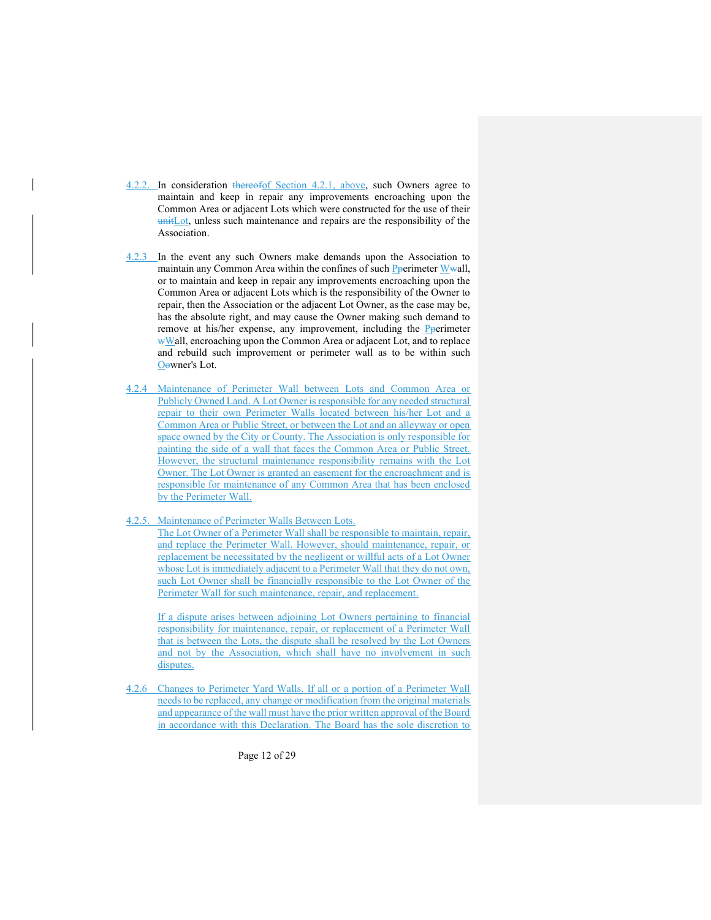4.2.2. In consideration ~~thereof~~of Section 4.2.1, above, such Owners agree to maintain and keep in repair any improvements encroaching upon the Common Area or adjacent Lots which were constructed for the use of their ~~unit~~Lot, unless such maintenance and repairs are the responsibility of the Association.

4.2.3 In the event any such Owners make demands upon the Association to maintain any Common Area within the confines of such P~~p~~erimeter W~~w~~all, or to maintain and keep in repair any improvements encroaching upon the Common Area or adjacent Lots which is the responsibility of the Owner to repair, then the Association or the adjacent Lot Owner, as the case may be, has the absolute right, and may cause the Owner making such demand to remove at his/her expense, any improvement, including the P~~p~~erimeter ~~w~~Wall, encroaching upon the Common Area or adjacent Lot, and to replace and rebuild such improvement or perimeter wall as to be within such O~~o~~wner's Lot.

4.2.4 Maintenance of Perimeter Wall between Lots and Common Area or Publicly Owned Land. A Lot Owner is responsible for any needed structural repair to their own Perimeter Walls located between his/her Lot and a Common Area or Public Street, or between the Lot and an alleyway or open space owned by the City or County. The Association is only responsible for painting the side of a wall that faces the Common Area or Public Street. However, the structural maintenance responsibility remains with the Lot Owner. The Lot Owner is granted an easement for the encroachment and is responsible for maintenance of any Common Area that has been enclosed by the Perimeter Wall.

4.2.5. Maintenance of Perimeter Walls Between Lots.
The Lot Owner of a Perimeter Wall shall be responsible to maintain, repair, and replace the Perimeter Wall. However, should maintenance, repair, or replacement be necessitated by the negligent or willful acts of a Lot Owner whose Lot is immediately adjacent to a Perimeter Wall that they do not own, such Lot Owner shall be financially responsible to the Lot Owner of the Perimeter Wall for such maintenance, repair, and replacement.

If a dispute arises between adjoining Lot Owners pertaining to financial responsibility for maintenance, repair, or replacement of a Perimeter Wall that is between the Lots, the dispute shall be resolved by the Lot Owners and not by the Association, which shall have no involvement in such disputes.

4.2.6 Changes to Perimeter Yard Walls. If all or a portion of a Perimeter Wall needs to be replaced, any change or modification from the original materials and appearance of the wall must have the prior written approval of the Board in accordance with this Declaration. The Board has the sole discretion to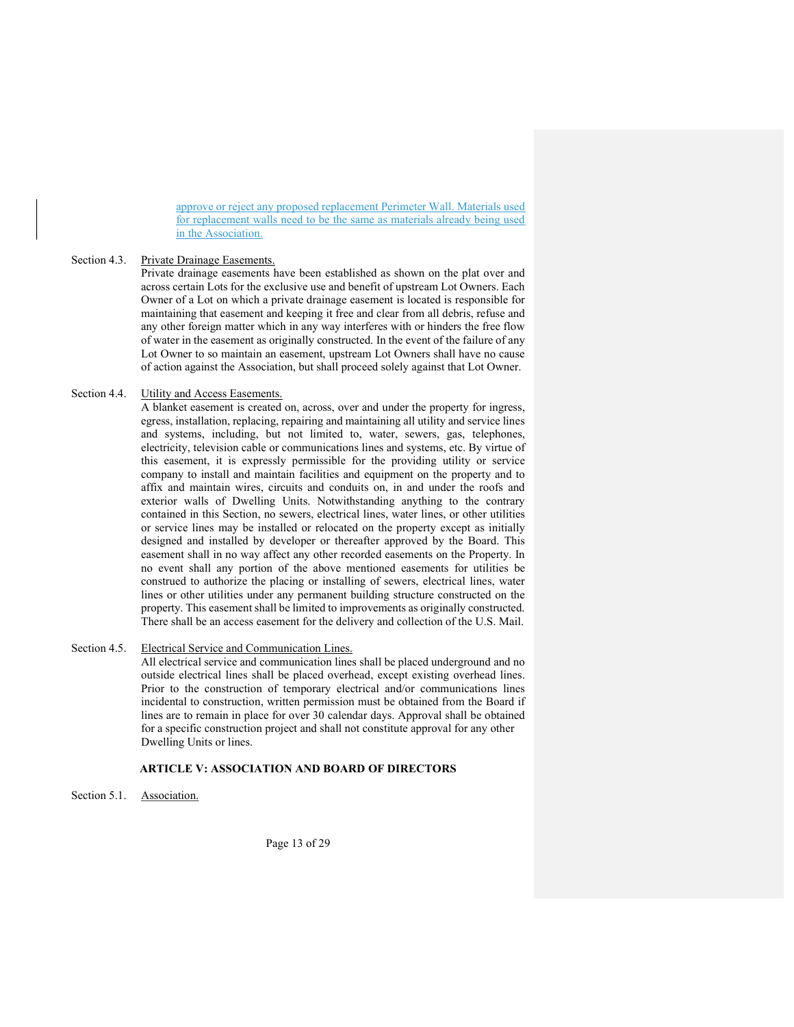approve or reject any proposed replacement Perimeter Wall. Materials used for replacement walls need to be the same as materials already being used in the Association.

Section 4.3. Private Drainage Easements.

Private drainage easements have been established as shown on the plat over and across certain Lots for the exclusive use and benefit of upstream Lot Owners. Each Owner of a Lot on which a private drainage easement is located is responsible for maintaining that easement and keeping it free and clear from all debris, refuse and any other foreign matter which in any way interferes with or hinders the free flow of water in the easement as originally constructed. In the event of the failure of any Lot Owner to so maintain an easement, upstream Lot Owners shall have no cause of action against the Association, but shall proceed solely against that Lot Owner.

Section 4.4. Utility and Access Easements.

A blanket easement is created on, across, over and under the property for ingress, egress, installation, replacing, repairing and maintaining all utility and service lines and systems, including, but not limited to, water, sewers, gas, telephones, electricity, television cable or communications lines and systems, etc. By virtue of this easement, it is expressly permissible for the providing utility or service company to install and maintain facilities and equipment on the property and to affix and maintain wires, circuits and conduits on, in and under the roofs and exterior walls of Dwelling Units. Notwithstanding anything to the contrary contained in this Section, no sewers, electrical lines, water lines, or other utilities or service lines may be installed or relocated on the property except as initially designed and installed by developer or thereafter approved by the Board. This easement shall in no way affect any other recorded easements on the Property. In no event shall any portion of the above mentioned easements for utilities be construed to authorize the placing or installing of sewers, electrical lines, water lines or other utilities under any permanent building structure constructed on the property. This easement shall be limited to improvements as originally constructed. There shall be an access easement for the delivery and collection of the U.S. Mail.

Section 4.5. Electrical Service and Communication Lines.

All electrical service and communication lines shall be placed underground and no outside electrical lines shall be placed overhead, except existing overhead lines. Prior to the construction of temporary electrical and/or communications lines incidental to construction, written permission must be obtained from the Board if lines are to remain in place for over 30 calendar days. Approval shall be obtained for a specific construction project and shall not constitute approval for any other Dwelling Units or lines.

## ARTICLE V: ASSOCIATION AND BOARD OF DIRECTORS

Section 5.1. Association.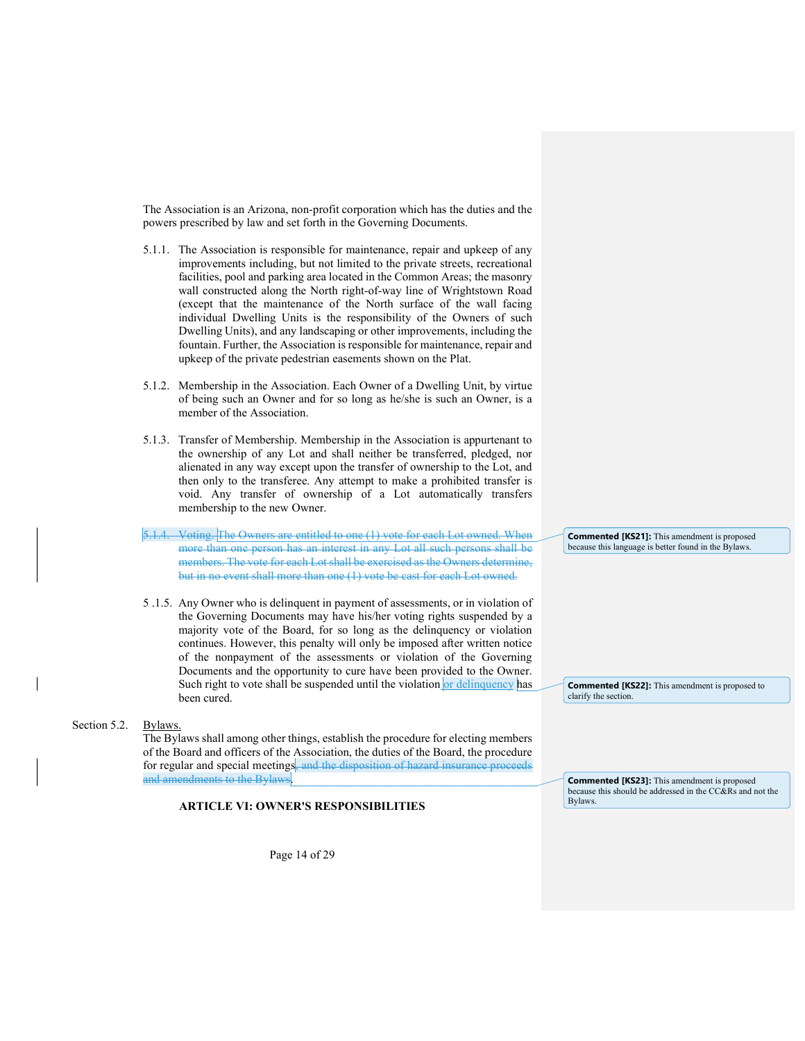The Association is an Arizona, non-profit corporation which has the duties and the powers prescribed by law and set forth in the Governing Documents.

5.1.1. The Association is responsible for maintenance, repair and upkeep of any improvements including, but not limited to the private streets, recreational facilities, pool and parking area located in the Common Areas; the masonry wall constructed along the North right-of-way line of Wrightstown Road (except that the maintenance of the North surface of the wall facing individual Dwelling Units is the responsibility of the Owners of such Dwelling Units), and any landscaping or other improvements, including the fountain. Further, the Association is responsible for maintenance, repair and upkeep of the private pedestrian easements shown on the Plat.

5.1.2. Membership in the Association. Each Owner of a Dwelling Unit, by virtue of being such an Owner and for so long as he/she is such an Owner, is a member of the Association.

5.1.3. Transfer of Membership. Membership in the Association is appurtenant to the ownership of any Lot and shall neither be transferred, pledged, nor alienated in any way except upon the transfer of ownership to the Lot, and then only to the transferee. Any attempt to make a prohibited transfer is void. Any transfer of ownership of a Lot automatically transfers membership to the new Owner.

~~5.1.4. Voting. The Owners are entitled to one (1) vote for each Lot owned. When more than one person has an interest in any Lot all such persons shall be members. The vote for each Lot shall be exercised as the Owners determine, but in no event shall more than one (1) vote be cast for each Lot owned.~~

> **Commented [KS21]:** This amendment is proposed because this language is better found in the Bylaws.

5 .1.5. Any Owner who is delinquent in payment of assessments, or in violation of the Governing Documents may have his/her voting rights suspended by a majority vote of the Board, for so long as the delinquency or violation continues. However, this penalty will only be imposed after written notice of the nonpayment of the assessments or violation of the Governing Documents and the opportunity to cure have been provided to the Owner. Such right to vote shall be suspended until the violation or delinquency has been cured.

> **Commented [KS22]:** This amendment is proposed to clarify the section.

Section 5.2. Bylaws.

The Bylaws shall among other things, establish the procedure for electing members of the Board and officers of the Association, the duties of the Board, the procedure for regular and special meetings~~, and the disposition of hazard insurance proceeds and amendments to the Bylaws~~.

> **Commented [KS23]:** This amendment is proposed because this should be addressed in the CC&Rs and not the Bylaws.

## ARTICLE VI: OWNER'S RESPONSIBILITIES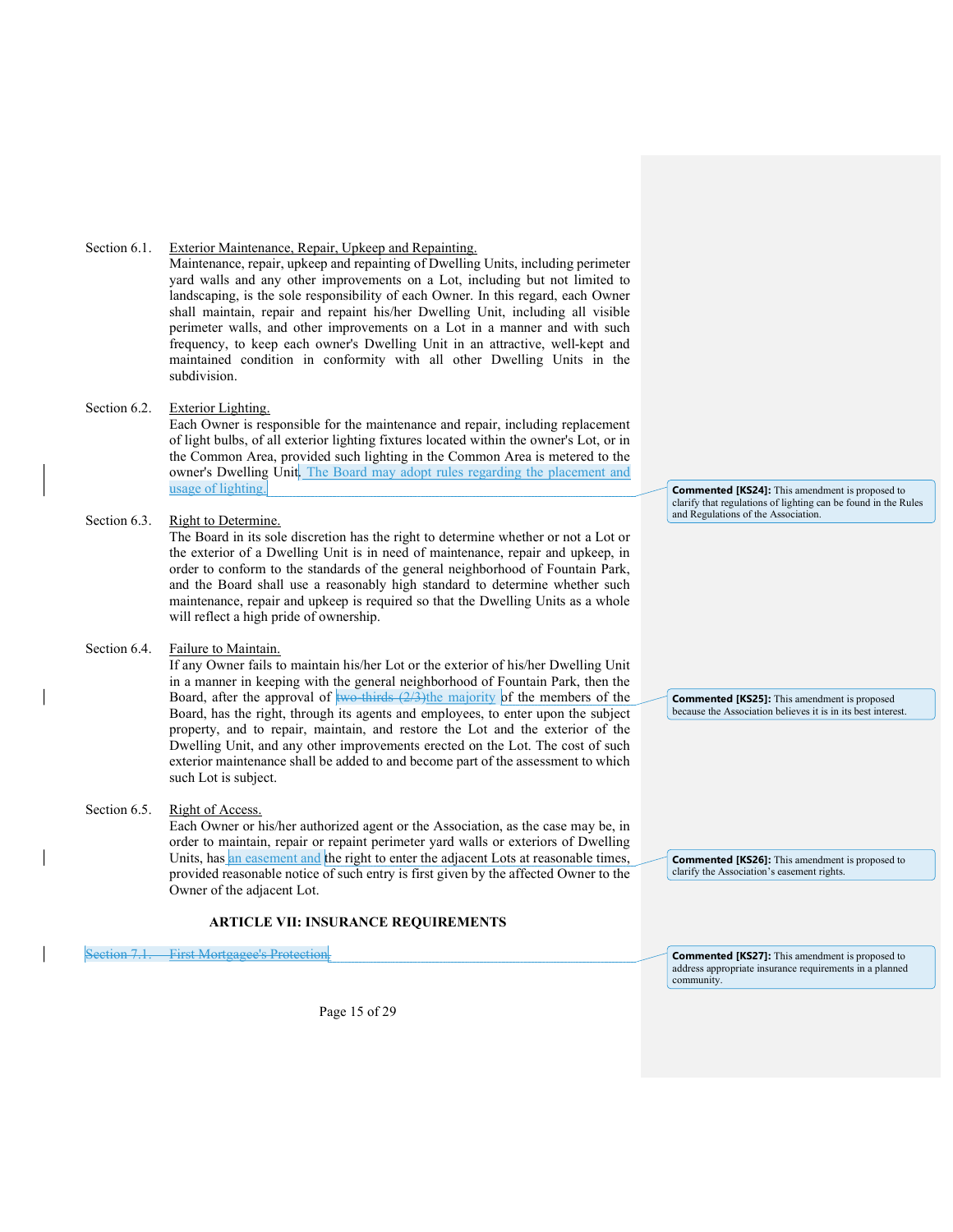Section 6.1. <u>Exterior Maintenance, Repair, Upkeep and Repainting.</u>

Maintenance, repair, upkeep and repainting of Dwelling Units, including perimeter yard walls and any other improvements on a Lot, including but not limited to landscaping, is the sole responsibility of each Owner. In this regard, each Owner shall maintain, repair and repaint his/her Dwelling Unit, including all visible perimeter walls, and other improvements on a Lot in a manner and with such frequency, to keep each owner's Dwelling Unit in an attractive, well-kept and maintained condition in conformity with all other Dwelling Units in the subdivision.

Section 6.2. <u>Exterior Lighting.</u>

Each Owner is responsible for the maintenance and repair, including replacement of light bulbs, of all exterior lighting fixtures located within the owner's Lot, or in the Common Area, provided such lighting in the Common Area is metered to the owner's Dwelling Unit. <u>The Board may adopt rules regarding the placement and usage of lighting.</u>

> **Commented [KS24]:** This amendment is proposed to clarify that regulations of lighting can be found in the Rules and Regulations of the Association.

Section 6.3. <u>Right to Determine.</u>

The Board in its sole discretion has the right to determine whether or not a Lot or the exterior of a Dwelling Unit is in need of maintenance, repair and upkeep, in order to conform to the standards of the general neighborhood of Fountain Park, and the Board shall use a reasonably high standard to determine whether such maintenance, repair and upkeep is required so that the Dwelling Units as a whole will reflect a high pride of ownership.

Section 6.4. <u>Failure to Maintain.</u>

If any Owner fails to maintain his/her Lot or the exterior of his/her Dwelling Unit in a manner in keeping with the general neighborhood of Fountain Park, then the Board, after the approval of ~~two-thirds (2/3)~~<u>the majority</u> of the members of the Board, has the right, through its agents and employees, to enter upon the subject property, and to repair, maintain, and restore the Lot and the exterior of the Dwelling Unit, and any other improvements erected on the Lot. The cost of such exterior maintenance shall be added to and become part of the assessment to which such Lot is subject.

> **Commented [KS25]:** This amendment is proposed because the Association believes it is in its best interest.

Section 6.5. <u>Right of Access.</u>

Each Owner or his/her authorized agent or the Association, as the case may be, in order to maintain, repair or repaint perimeter yard walls or exteriors of Dwelling Units, has <u>an easement and</u> the right to enter the adjacent Lots at reasonable times, provided reasonable notice of such entry is first given by the affected Owner to the Owner of the adjacent Lot.

> **Commented [KS26]:** This amendment is proposed to clarify the Association's easement rights.

## ARTICLE VII: INSURANCE REQUIREMENTS

~~Section 7.1. First Mortgagee's Protection.~~

> **Commented [KS27]:** This amendment is proposed to address appropriate insurance requirements in a planned community.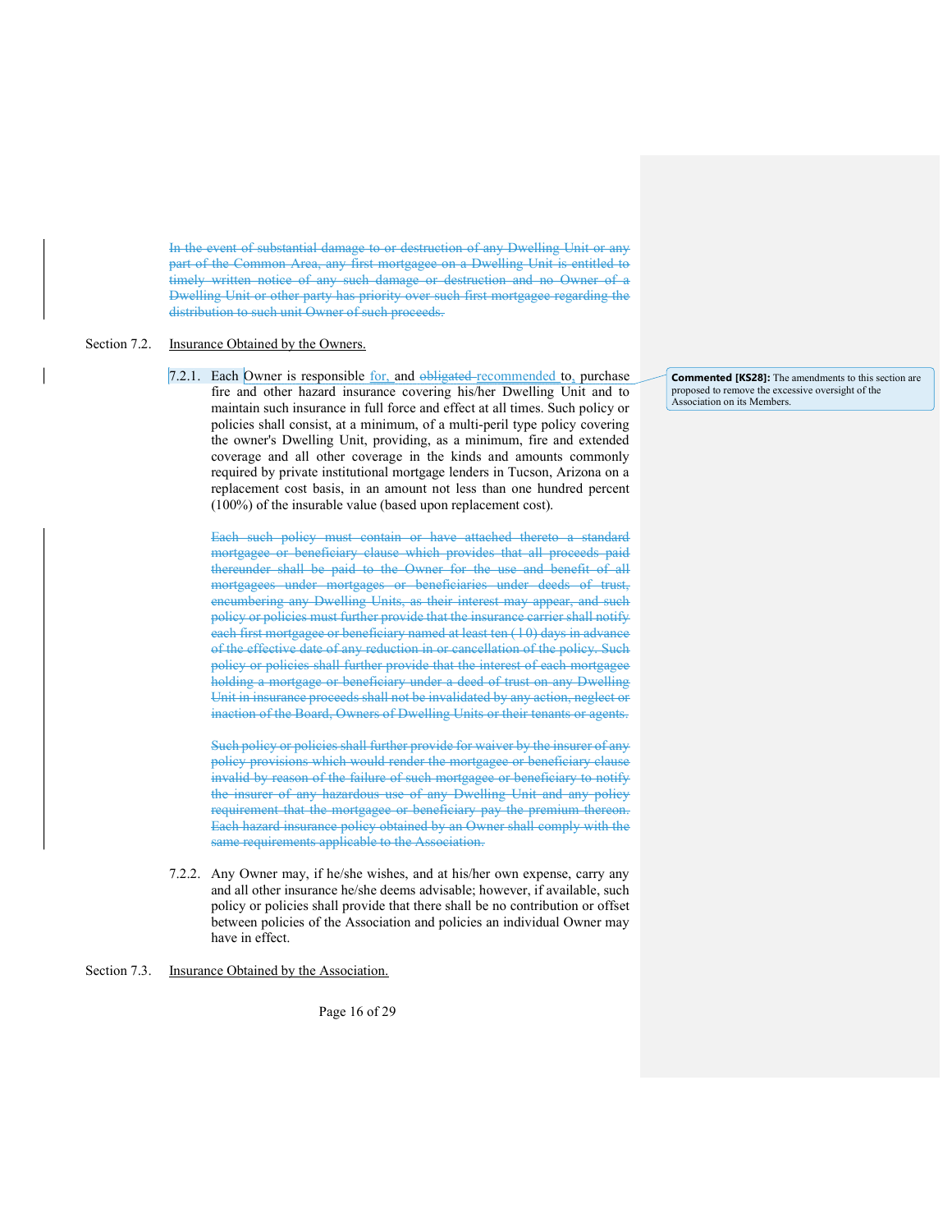~~In the event of substantial damage to or destruction of any Dwelling Unit or any part of the Common Area, any first mortgagee on a Dwelling Unit is entitled to timely written notice of any such damage or destruction and no Owner of a Dwelling Unit or other party has priority over such first mortgagee regarding the distribution to such unit Owner of such proceeds.~~

Section 7.2. Insurance Obtained by the Owners.

7.2.1. Each Owner is responsible for, and ~~obligated~~ recommended to, purchase fire and other hazard insurance covering his/her Dwelling Unit and to maintain such insurance in full force and effect at all times. Such policy or policies shall consist, at a minimum, of a multi-peril type policy covering the owner's Dwelling Unit, providing, as a minimum, fire and extended coverage and all other coverage in the kinds and amounts commonly required by private institutional mortgage lenders in Tucson, Arizona on a replacement cost basis, in an amount not less than one hundred percent (100%) of the insurable value (based upon replacement cost).

> **Commented [KS28]:** The amendments to this section are proposed to remove the excessive oversight of the Association on its Members.

~~Each such policy must contain or have attached thereto a standard mortgagee or beneficiary clause which provides that all proceeds paid thereunder shall be paid to the Owner for the use and benefit of all mortgagees under mortgages or beneficiaries under deeds of trust, encumbering any Dwelling Units, as their interest may appear, and such policy or policies must further provide that the insurance carrier shall notify each first mortgagee or beneficiary named at least ten (10) days in advance of the effective date of any reduction in or cancellation of the policy. Such policy or policies shall further provide that the interest of each mortgagee holding a mortgage or beneficiary under a deed of trust on any Dwelling Unit in insurance proceeds shall not be invalidated by any action, neglect or inaction of the Board, Owners of Dwelling Units or their tenants or agents.~~

~~Such policy or policies shall further provide for waiver by the insurer of any policy provisions which would render the mortgagee or beneficiary clause invalid by reason of the failure of such mortgagee or beneficiary to notify the insurer of any hazardous use of any Dwelling Unit and any policy requirement that the mortgagee or beneficiary pay the premium thereon. Each hazard insurance policy obtained by an Owner shall comply with the same requirements applicable to the Association.~~

7.2.2. Any Owner may, if he/she wishes, and at his/her own expense, carry any and all other insurance he/she deems advisable; however, if available, such policy or policies shall provide that there shall be no contribution or offset between policies of the Association and policies an individual Owner may have in effect.

Section 7.3. Insurance Obtained by the Association.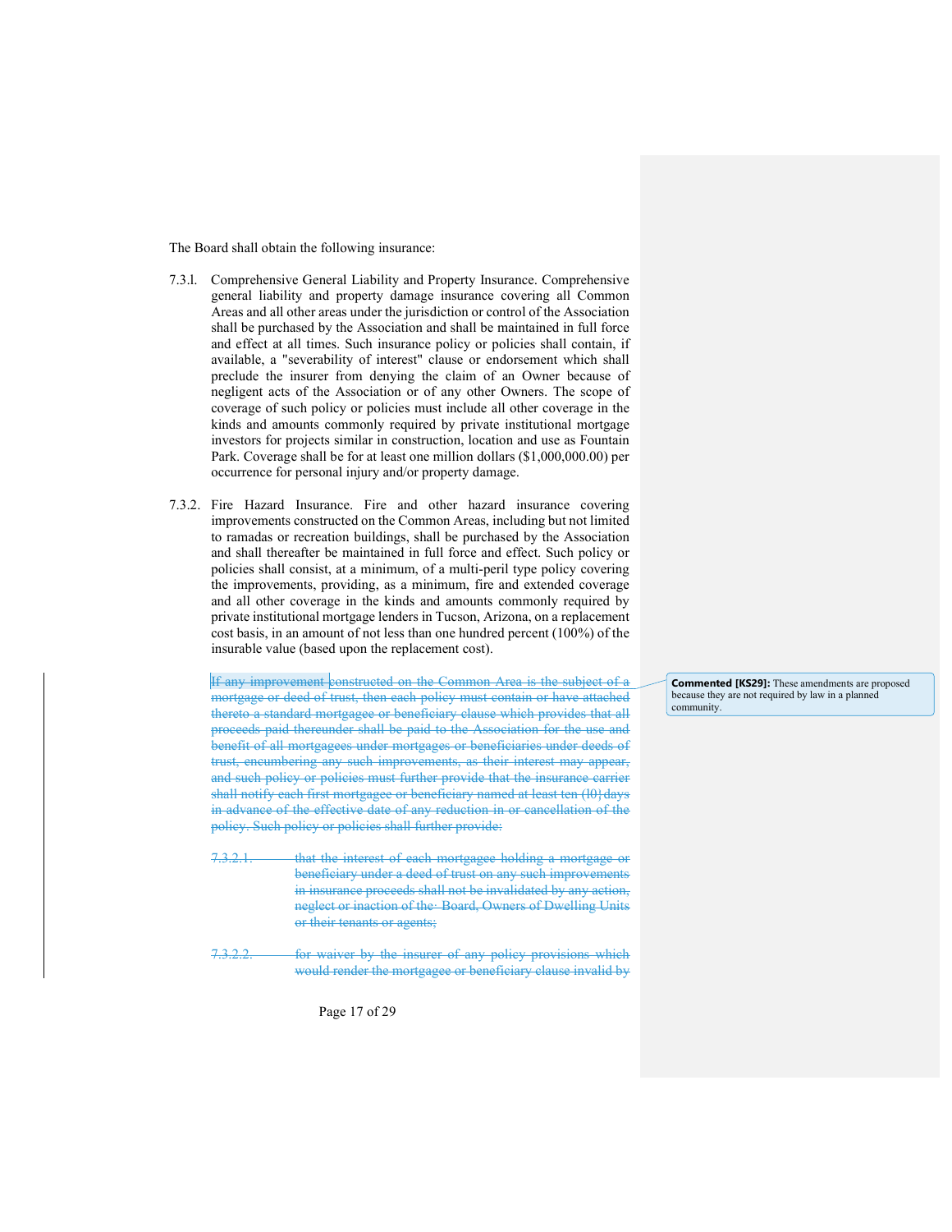The Board shall obtain the following insurance:

7.3.1. Comprehensive General Liability and Property Insurance. Comprehensive general liability and property damage insurance covering all Common Areas and all other areas under the jurisdiction or control of the Association shall be purchased by the Association and shall be maintained in full force and effect at all times. Such insurance policy or policies shall contain, if available, a "severability of interest" clause or endorsement which shall preclude the insurer from denying the claim of an Owner because of negligent acts of the Association or of any other Owners. The scope of coverage of such policy or policies must include all other coverage in the kinds and amounts commonly required by private institutional mortgage investors for projects similar in construction, location and use as Fountain Park. Coverage shall be for at least one million dollars ($1,000,000.00) per occurrence for personal injury and/or property damage.

7.3.2. Fire Hazard Insurance. Fire and other hazard insurance covering improvements constructed on the Common Areas, including but not limited to ramadas or recreation buildings, shall be purchased by the Association and shall thereafter be maintained in full force and effect. Such policy or policies shall consist, at a minimum, of a multi-peril type policy covering the improvements, providing, as a minimum, fire and extended coverage and all other coverage in the kinds and amounts commonly required by private institutional mortgage lenders in Tucson, Arizona, on a replacement cost basis, in an amount of not less than one hundred percent (100%) of the insurable value (based upon the replacement cost).

~~If any improvement constructed on the Common Area is the subject of a mortgage or deed of trust, then each policy must contain or have attached thereto a standard mortgagee or beneficiary clause which provides that all proceeds paid thereunder shall be paid to the Association for the use and benefit of all mortgagees under mortgages or beneficiaries under deeds of trust, encumbering any such improvements, as their interest may appear, and such policy or policies must further provide that the insurance carrier shall notify each first mortgagee or beneficiary named at least ten (10) days in advance of the effective date of any reduction in or cancellation of the policy. Such policy or policies shall further provide:~~

~~7.3.2.1. that the interest of each mortgagee holding a mortgage or beneficiary under a deed of trust on any such improvements in insurance proceeds shall not be invalidated by any action, neglect or inaction of the Board, Owners of Dwelling Units or their tenants or agents;~~

~~7.3.2.2. for waiver by the insurer of any policy provisions which would render the mortgagee or beneficiary clause invalid by~~

**Commented [KS29]:** These amendments are proposed because they are not required by law in a planned community.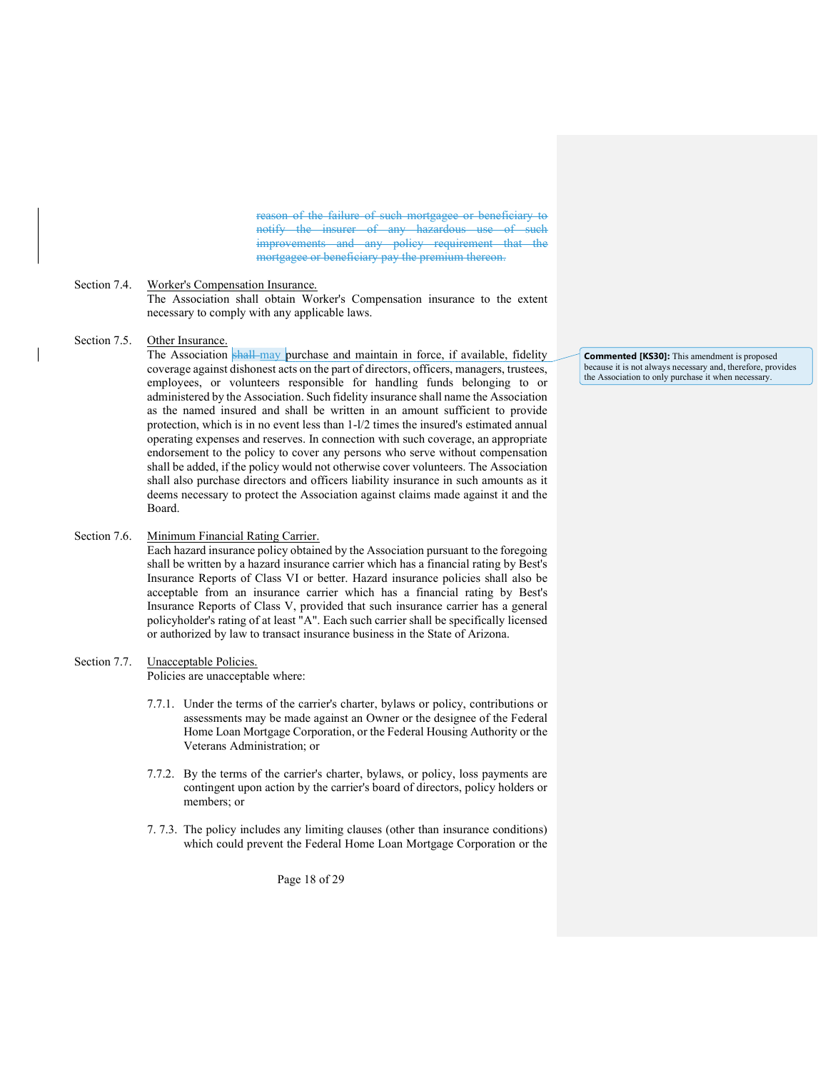~~reason of the failure of such mortgagee or beneficiary to notify the insurer of any hazardous use of such improvements and any policy requirement that the mortgagee or beneficiary pay the premium thereon.~~

Section 7.4. Worker's Compensation Insurance.
The Association shall obtain Worker's Compensation insurance to the extent necessary to comply with any applicable laws.

Section 7.5. Other Insurance.
The Association ~~shall~~ may purchase and maintain in force, if available, fidelity coverage against dishonest acts on the part of directors, officers, managers, trustees, employees, or volunteers responsible for handling funds belonging to or administered by the Association. Such fidelity insurance shall name the Association as the named insured and shall be written in an amount sufficient to provide protection, which is in no event less than 1-l/2 times the insured's estimated annual operating expenses and reserves. In connection with such coverage, an appropriate endorsement to the policy to cover any persons who serve without compensation shall be added, if the policy would not otherwise cover volunteers. The Association shall also purchase directors and officers liability insurance in such amounts as it deems necessary to protect the Association against claims made against it and the Board.

> **Commented [KS30]:** This amendment is proposed because it is not always necessary and, therefore, provides the Association to only purchase it when necessary.

Section 7.6. Minimum Financial Rating Carrier.
Each hazard insurance policy obtained by the Association pursuant to the foregoing shall be written by a hazard insurance carrier which has a financial rating by Best's Insurance Reports of Class VI or better. Hazard insurance policies shall also be acceptable from an insurance carrier which has a financial rating by Best's Insurance Reports of Class V, provided that such insurance carrier has a general policyholder's rating of at least "A". Each such carrier shall be specifically licensed or authorized by law to transact insurance business in the State of Arizona.

Section 7.7. Unacceptable Policies.
Policies are unacceptable where:

7.7.1. Under the terms of the carrier's charter, bylaws or policy, contributions or assessments may be made against an Owner or the designee of the Federal Home Loan Mortgage Corporation, or the Federal Housing Authority or the Veterans Administration; or

7.7.2. By the terms of the carrier's charter, bylaws, or policy, loss payments are contingent upon action by the carrier's board of directors, policy holders or members; or

7. 7.3. The policy includes any limiting clauses (other than insurance conditions) which could prevent the Federal Home Loan Mortgage Corporation or the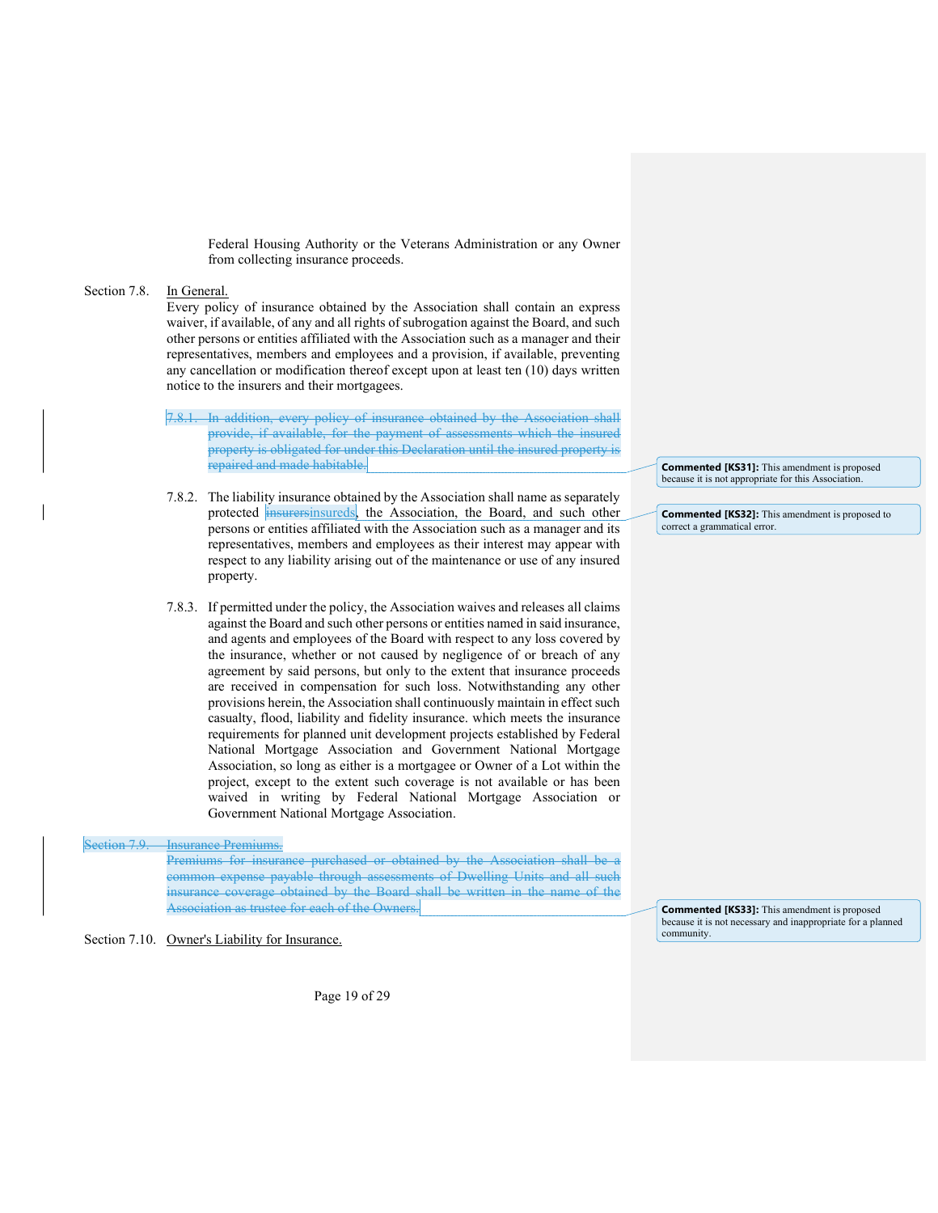Federal Housing Authority or the Veterans Administration or any Owner from collecting insurance proceeds.

Section 7.8. In General.

Every policy of insurance obtained by the Association shall contain an express waiver, if available, of any and all rights of subrogation against the Board, and such other persons or entities affiliated with the Association such as a manager and their representatives, members and employees and a provision, if available, preventing any cancellation or modification thereof except upon at least ten (10) days written notice to the insurers and their mortgagees.

~~7.8.1. In addition, every policy of insurance obtained by the Association shall provide, if available, for the payment of assessments which the insured property is obligated for under this Declaration until the insured property is repaired and made habitable.~~

> **Commented [KS31]:** This amendment is proposed because it is not appropriate for this Association.

7.8.2. The liability insurance obtained by the Association shall name as separately protected ~~insurers~~insureds, the Association, the Board, and such other persons or entities affiliated with the Association such as a manager and its representatives, members and employees as their interest may appear with respect to any liability arising out of the maintenance or use of any insured property.

> **Commented [KS32]:** This amendment is proposed to correct a grammatical error.

7.8.3. If permitted under the policy, the Association waives and releases all claims against the Board and such other persons or entities named in said insurance, and agents and employees of the Board with respect to any loss covered by the insurance, whether or not caused by negligence of or breach of any agreement by said persons, but only to the extent that insurance proceeds are received in compensation for such loss. Notwithstanding any other provisions herein, the Association shall continuously maintain in effect such casualty, flood, liability and fidelity insurance. which meets the insurance requirements for planned unit development projects established by Federal National Mortgage Association and Government National Mortgage Association, so long as either is a mortgagee or Owner of a Lot within the project, except to the extent such coverage is not available or has been waived in writing by Federal National Mortgage Association or Government National Mortgage Association.

~~Section 7.9. Insurance Premiums.~~

~~Premiums for insurance purchased or obtained by the Association shall be a common expense payable through assessments of Dwelling Units and all such insurance coverage obtained by the Board shall be written in the name of the Association as trustee for each of the Owners.~~

> **Commented [KS33]:** This amendment is proposed because it is not necessary and inappropriate for a planned community.

Section 7.10. Owner's Liability for Insurance.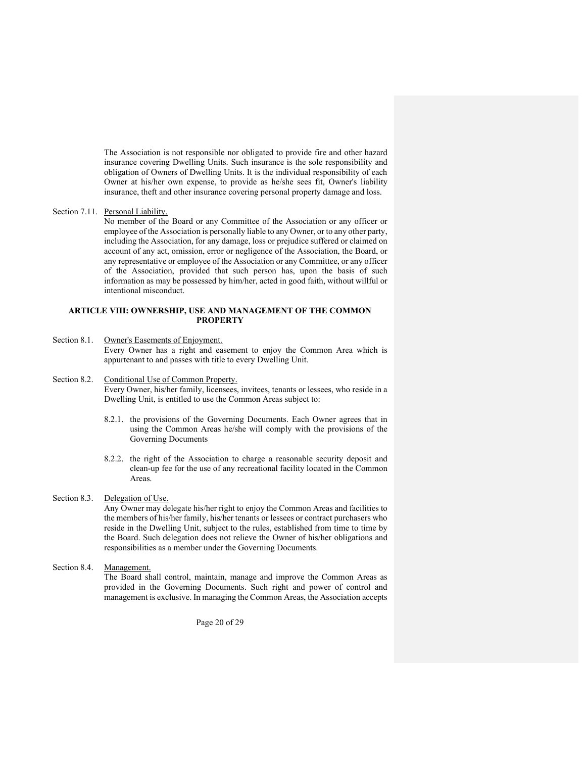The Association is not responsible nor obligated to provide fire and other hazard insurance covering Dwelling Units. Such insurance is the sole responsibility and obligation of Owners of Dwelling Units. It is the individual responsibility of each Owner at his/her own expense, to provide as he/she sees fit, Owner's liability insurance, theft and other insurance covering personal property damage and loss.

Section 7.11. Personal Liability.

No member of the Board or any Committee of the Association or any officer or employee of the Association is personally liable to any Owner, or to any other party, including the Association, for any damage, loss or prejudice suffered or claimed on account of any act, omission, error or negligence of the Association, the Board, or any representative or employee of the Association or any Committee, or any officer of the Association, provided that such person has, upon the basis of such information as may be possessed by him/her, acted in good faith, without willful or intentional misconduct.

## ARTICLE VIII: OWNERSHIP, USE AND MANAGEMENT OF THE COMMON PROPERTY

Section 8.1. Owner's Easements of Enjoyment.

Every Owner has a right and easement to enjoy the Common Area which is appurtenant to and passes with title to every Dwelling Unit.

Section 8.2. Conditional Use of Common Property.

Every Owner, his/her family, licensees, invitees, tenants or lessees, who reside in a Dwelling Unit, is entitled to use the Common Areas subject to:

8.2.1. the provisions of the Governing Documents. Each Owner agrees that in using the Common Areas he/she will comply with the provisions of the Governing Documents

8.2.2. the right of the Association to charge a reasonable security deposit and clean-up fee for the use of any recreational facility located in the Common Areas.

Section 8.3. Delegation of Use.

Any Owner may delegate his/her right to enjoy the Common Areas and facilities to the members of his/her family, his/her tenants or lessees or contract purchasers who reside in the Dwelling Unit, subject to the rules, established from time to time by the Board. Such delegation does not relieve the Owner of his/her obligations and responsibilities as a member under the Governing Documents.

Section 8.4. Management.

The Board shall control, maintain, manage and improve the Common Areas as provided in the Governing Documents. Such right and power of control and management is exclusive. In managing the Common Areas, the Association accepts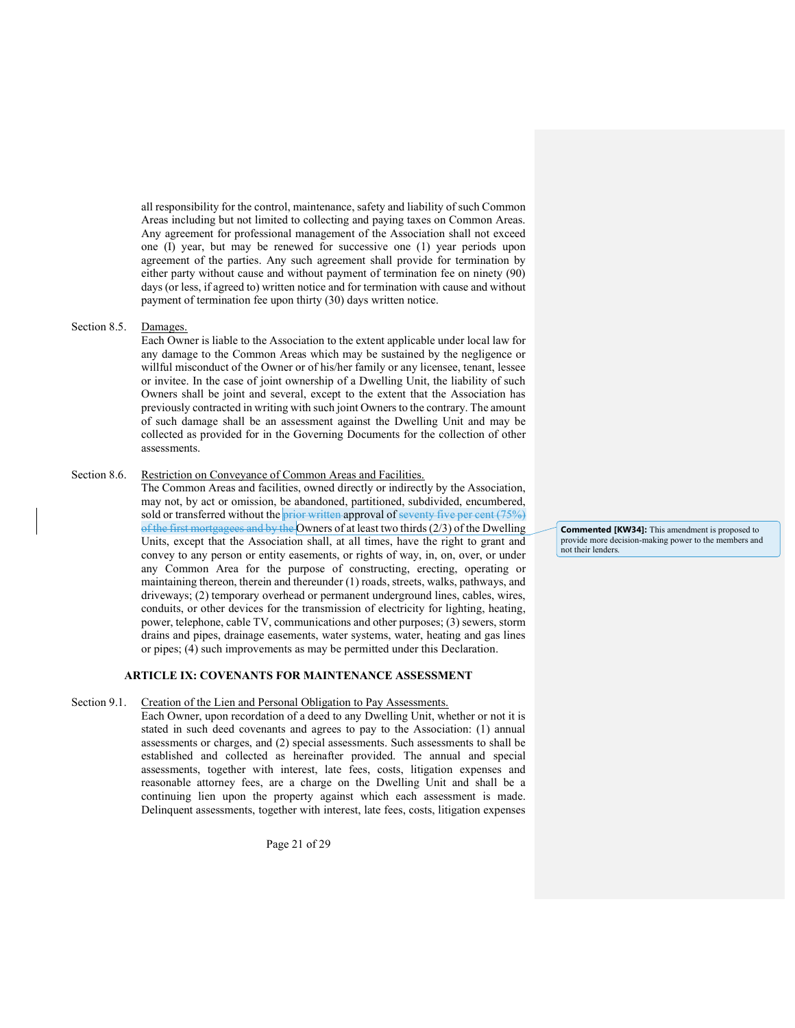all responsibility for the control, maintenance, safety and liability of such Common Areas including but not limited to collecting and paying taxes on Common Areas. Any agreement for professional management of the Association shall not exceed one (I) year, but may be renewed for successive one (1) year periods upon agreement of the parties. Any such agreement shall provide for termination by either party without cause and without payment of termination fee on ninety (90) days (or less, if agreed to) written notice and for termination with cause and without payment of termination fee upon thirty (30) days written notice.

Section 8.5. Damages.

Each Owner is liable to the Association to the extent applicable under local law for any damage to the Common Areas which may be sustained by the negligence or willful misconduct of the Owner or of his/her family or any licensee, tenant, lessee or invitee. In the case of joint ownership of a Dwelling Unit, the liability of such Owners shall be joint and several, except to the extent that the Association has previously contracted in writing with such joint Owners to the contrary. The amount of such damage shall be an assessment against the Dwelling Unit and may be collected as provided for in the Governing Documents for the collection of other assessments.

Section 8.6. Restriction on Conveyance of Common Areas and Facilities.

The Common Areas and facilities, owned directly or indirectly by the Association, may not, by act or omission, be abandoned, partitioned, subdivided, encumbered, sold or transferred without the ~~prior written~~ approval of ~~seventy five per cent (75%) of the first mortgagees and by the~~ Owners of at least two thirds (2/3) of the Dwelling Units, except that the Association shall, at all times, have the right to grant and convey to any person or entity easements, or rights of way, in, on, over, or under any Common Area for the purpose of constructing, erecting, operating or maintaining thereon, therein and thereunder (1) roads, streets, walks, pathways, and driveways; (2) temporary overhead or permanent underground lines, cables, wires, conduits, or other devices for the transmission of electricity for lighting, heating, power, telephone, cable TV, communications and other purposes; (3) sewers, storm drains and pipes, drainage easements, water systems, water, heating and gas lines or pipes; (4) such improvements as may be permitted under this Declaration.

**Commented [KW34]:** This amendment is proposed to provide more decision-making power to the members and not their lenders.

## ARTICLE IX: COVENANTS FOR MAINTENANCE ASSESSMENT

Section 9.1. Creation of the Lien and Personal Obligation to Pay Assessments.

Each Owner, upon recordation of a deed to any Dwelling Unit, whether or not it is stated in such deed covenants and agrees to pay to the Association: (1) annual assessments or charges, and (2) special assessments. Such assessments to shall be established and collected as hereinafter provided. The annual and special assessments, together with interest, late fees, costs, litigation expenses and reasonable attorney fees, are a charge on the Dwelling Unit and shall be a continuing lien upon the property against which each assessment is made. Delinquent assessments, together with interest, late fees, costs, litigation expenses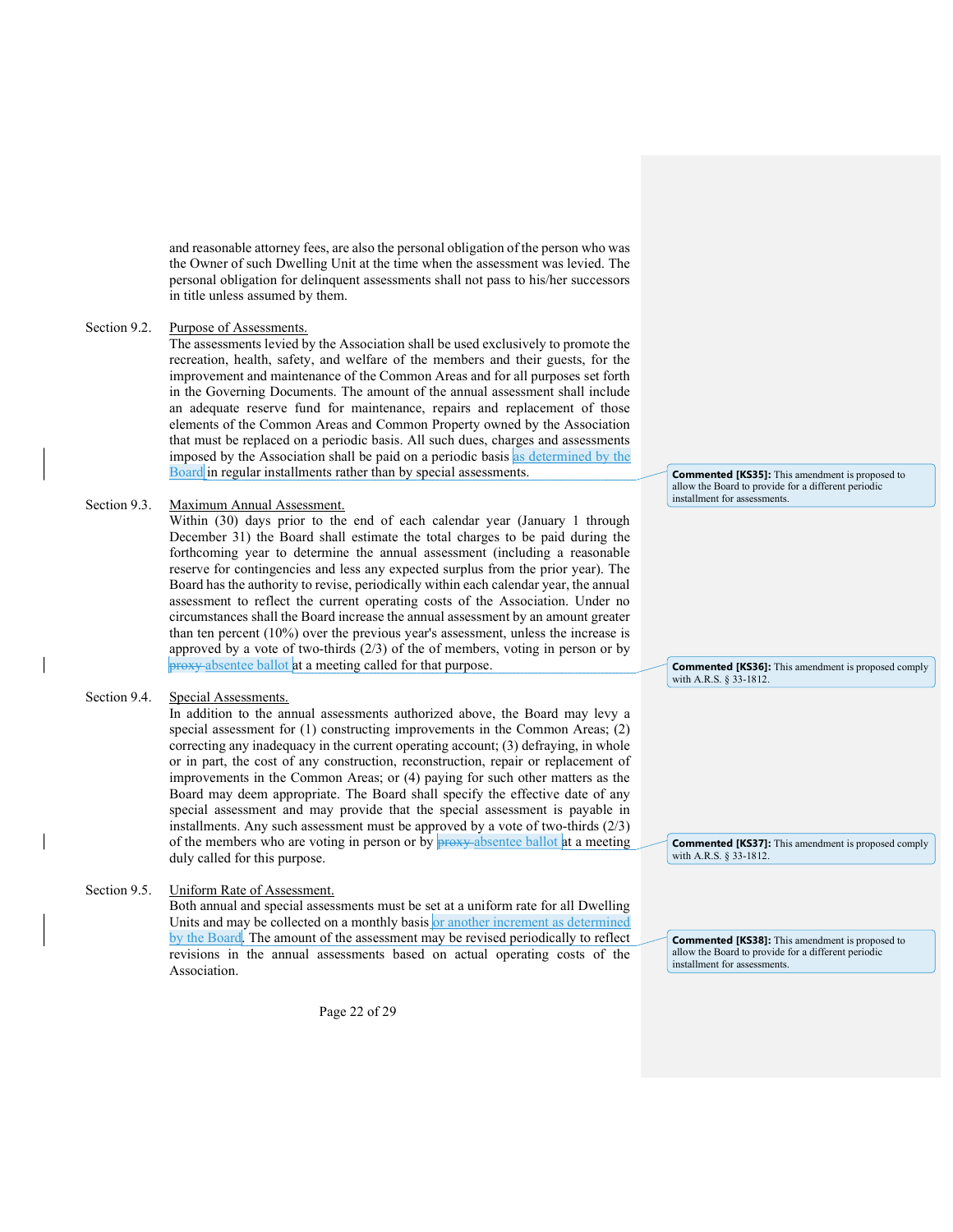and reasonable attorney fees, are also the personal obligation of the person who was the Owner of such Dwelling Unit at the time when the assessment was levied. The personal obligation for delinquent assessments shall not pass to his/her successors in title unless assumed by them.

Section 9.2. Purpose of Assessments.

The assessments levied by the Association shall be used exclusively to promote the recreation, health, safety, and welfare of the members and their guests, for the improvement and maintenance of the Common Areas and for all purposes set forth in the Governing Documents. The amount of the annual assessment shall include an adequate reserve fund for maintenance, repairs and replacement of those elements of the Common Areas and Common Property owned by the Association that must be replaced on a periodic basis. All such dues, charges and assessments imposed by the Association shall be paid on a periodic basis as determined by the Board in regular installments rather than by special assessments.

> **Commented [KS35]:** This amendment is proposed to allow the Board to provide for a different periodic installment for assessments.

Section 9.3. Maximum Annual Assessment.

Within (30) days prior to the end of each calendar year (January 1 through December 31) the Board shall estimate the total charges to be paid during the forthcoming year to determine the annual assessment (including a reasonable reserve for contingencies and less any expected surplus from the prior year). The Board has the authority to revise, periodically within each calendar year, the annual assessment to reflect the current operating costs of the Association. Under no circumstances shall the Board increase the annual assessment by an amount greater than ten percent (10%) over the previous year's assessment, unless the increase is approved by a vote of two-thirds (2/3) of the of members, voting in person or by ~~proxy~~ absentee ballot at a meeting called for that purpose.

> **Commented [KS36]:** This amendment is proposed comply with A.R.S. § 33-1812.

Section 9.4. Special Assessments.

In addition to the annual assessments authorized above, the Board may levy a special assessment for (1) constructing improvements in the Common Areas; (2) correcting any inadequacy in the current operating account; (3) defraying, in whole or in part, the cost of any construction, reconstruction, repair or replacement of improvements in the Common Areas; or (4) paying for such other matters as the Board may deem appropriate. The Board shall specify the effective date of any special assessment and may provide that the special assessment is payable in installments. Any such assessment must be approved by a vote of two-thirds (2/3) of the members who are voting in person or by ~~proxy~~ absentee ballot at a meeting duly called for this purpose.

> **Commented [KS37]:** This amendment is proposed comply with A.R.S. § 33-1812.

Section 9.5. Uniform Rate of Assessment.

Both annual and special assessments must be set at a uniform rate for all Dwelling Units and may be collected on a monthly basis or another increment as determined by the Board. The amount of the assessment may be revised periodically to reflect revisions in the annual assessments based on actual operating costs of the Association.

> **Commented [KS38]:** This amendment is proposed to allow the Board to provide for a different periodic installment for assessments.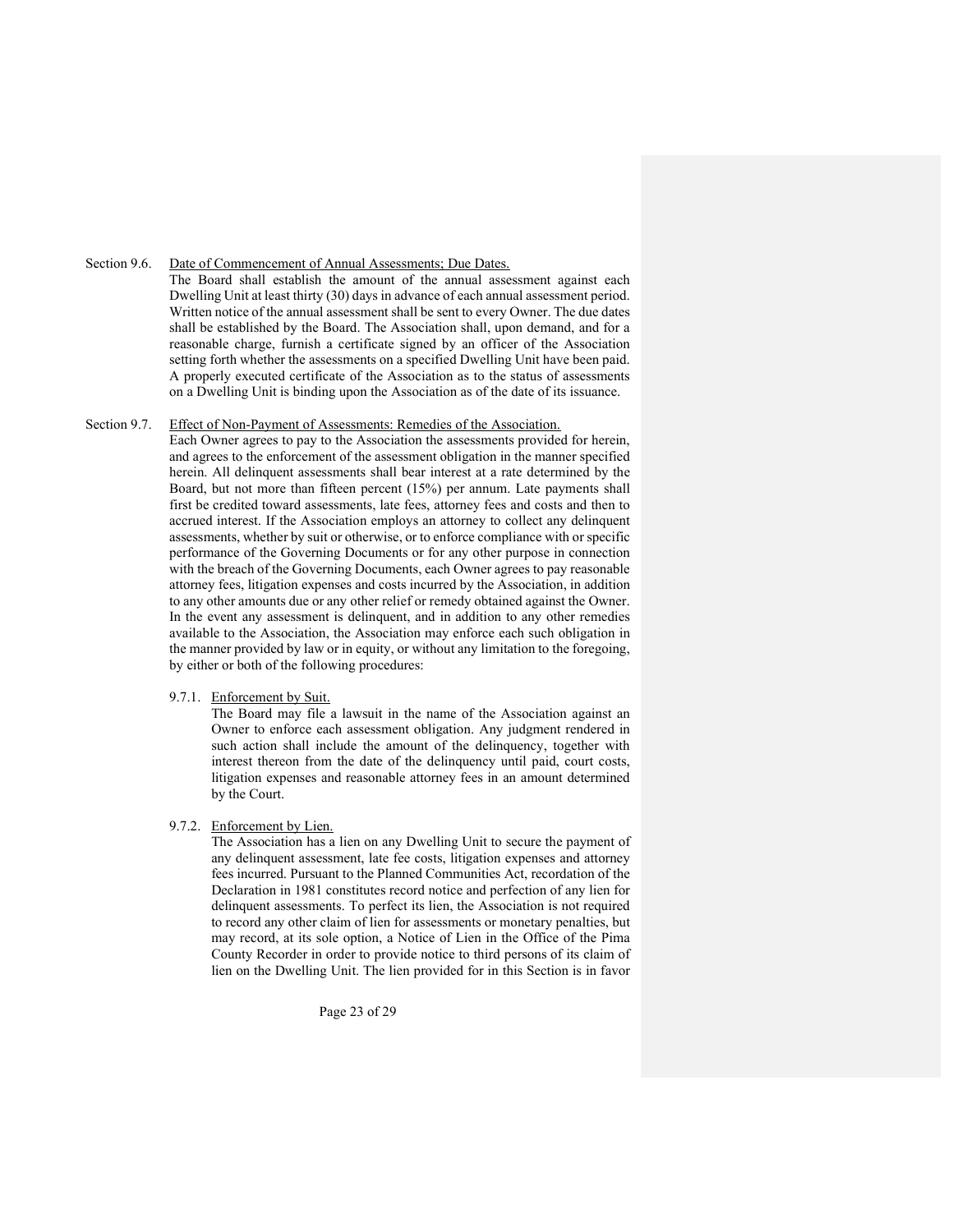Section 9.6. Date of Commencement of Annual Assessments; Due Dates.

The Board shall establish the amount of the annual assessment against each Dwelling Unit at least thirty (30) days in advance of each annual assessment period. Written notice of the annual assessment shall be sent to every Owner. The due dates shall be established by the Board. The Association shall, upon demand, and for a reasonable charge, furnish a certificate signed by an officer of the Association setting forth whether the assessments on a specified Dwelling Unit have been paid. A properly executed certificate of the Association as to the status of assessments on a Dwelling Unit is binding upon the Association as of the date of its issuance.

Section 9.7. Effect of Non-Payment of Assessments: Remedies of the Association.

Each Owner agrees to pay to the Association the assessments provided for herein, and agrees to the enforcement of the assessment obligation in the manner specified herein. All delinquent assessments shall bear interest at a rate determined by the Board, but not more than fifteen percent (15%) per annum. Late payments shall first be credited toward assessments, late fees, attorney fees and costs and then to accrued interest. If the Association employs an attorney to collect any delinquent assessments, whether by suit or otherwise, or to enforce compliance with or specific performance of the Governing Documents or for any other purpose in connection with the breach of the Governing Documents, each Owner agrees to pay reasonable attorney fees, litigation expenses and costs incurred by the Association, in addition to any other amounts due or any other relief or remedy obtained against the Owner. In the event any assessment is delinquent, and in addition to any other remedies available to the Association, the Association may enforce each such obligation in the manner provided by law or in equity, or without any limitation to the foregoing, by either or both of the following procedures:

9.7.1. Enforcement by Suit.

The Board may file a lawsuit in the name of the Association against an Owner to enforce each assessment obligation. Any judgment rendered in such action shall include the amount of the delinquency, together with interest thereon from the date of the delinquency until paid, court costs, litigation expenses and reasonable attorney fees in an amount determined by the Court.

9.7.2. Enforcement by Lien.

The Association has a lien on any Dwelling Unit to secure the payment of any delinquent assessment, late fee costs, litigation expenses and attorney fees incurred. Pursuant to the Planned Communities Act, recordation of the Declaration in 1981 constitutes record notice and perfection of any lien for delinquent assessments. To perfect its lien, the Association is not required to record any other claim of lien for assessments or monetary penalties, but may record, at its sole option, a Notice of Lien in the Office of the Pima County Recorder in order to provide notice to third persons of its claim of lien on the Dwelling Unit. The lien provided for in this Section is in favor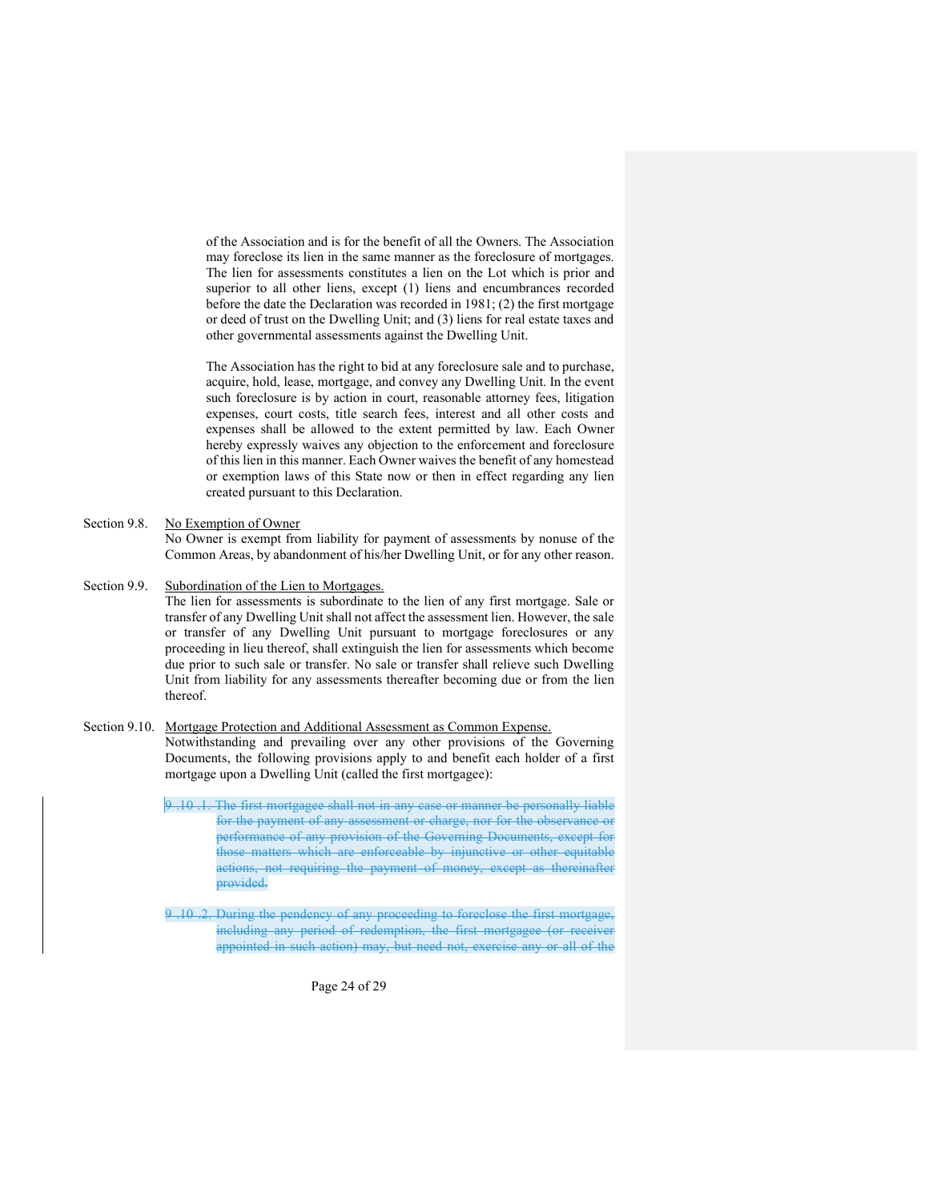of the Association and is for the benefit of all the Owners. The Association may foreclose its lien in the same manner as the foreclosure of mortgages. The lien for assessments constitutes a lien on the Lot which is prior and superior to all other liens, except (1) liens and encumbrances recorded before the date the Declaration was recorded in 1981; (2) the first mortgage or deed of trust on the Dwelling Unit; and (3) liens for real estate taxes and other governmental assessments against the Dwelling Unit.

The Association has the right to bid at any foreclosure sale and to purchase, acquire, hold, lease, mortgage, and convey any Dwelling Unit. In the event such foreclosure is by action in court, reasonable attorney fees, litigation expenses, court costs, title search fees, interest and all other costs and expenses shall be allowed to the extent permitted by law. Each Owner hereby expressly waives any objection to the enforcement and foreclosure of this lien in this manner. Each Owner waives the benefit of any homestead or exemption laws of this State now or then in effect regarding any lien created pursuant to this Declaration.

Section 9.8. No Exemption of Owner

No Owner is exempt from liability for payment of assessments by nonuse of the Common Areas, by abandonment of his/her Dwelling Unit, or for any other reason.

Section 9.9. Subordination of the Lien to Mortgages.

The lien for assessments is subordinate to the lien of any first mortgage. Sale or transfer of any Dwelling Unit shall not affect the assessment lien. However, the sale or transfer of any Dwelling Unit pursuant to mortgage foreclosures or any proceeding in lieu thereof, shall extinguish the lien for assessments which become due prior to such sale or transfer. No sale or transfer shall relieve such Dwelling Unit from liability for any assessments thereafter becoming due or from the lien thereof.

Section 9.10. Mortgage Protection and Additional Assessment as Common Expense.

Notwithstanding and prevailing over any other provisions of the Governing Documents, the following provisions apply to and benefit each holder of a first mortgage upon a Dwelling Unit (called the first mortgagee):

~~9.10.1. The first mortgagee shall not in any case or manner be personally liable for the payment of any assessment or charge, nor for the observance or performance of any provision of the Governing Documents, except for those matters which are enforceable by injunctive or other equitable actions, not requiring the payment of money, except as thereinafter provided.~~

~~9.10.2. During the pendency of any proceeding to foreclose the first mortgage, including any period of redemption, the first mortgagee (or receiver appointed in such action) may, but need not, exercise any or all of the~~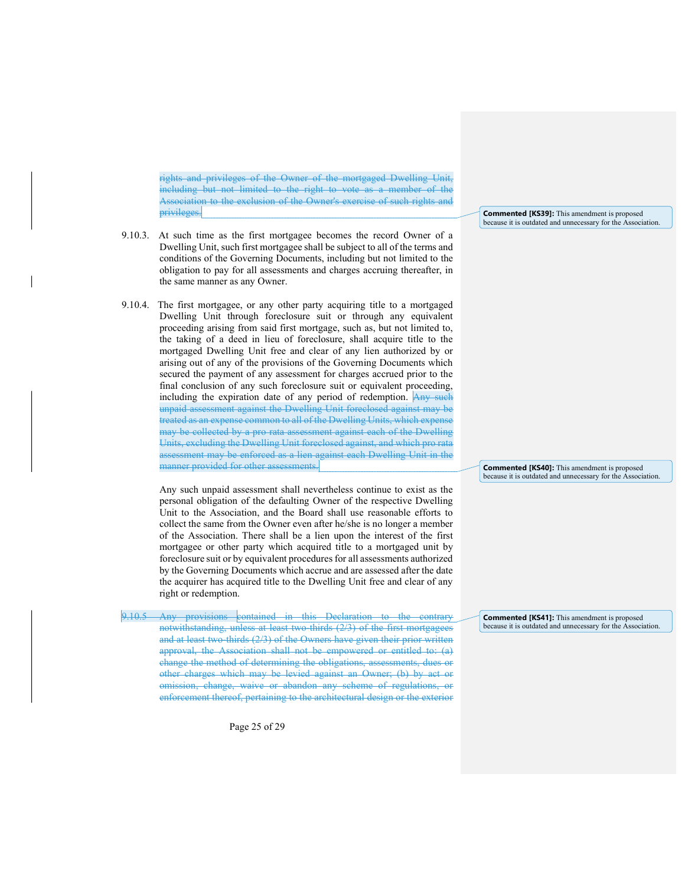~~rights and privileges of the Owner of the mortgaged Dwelling Unit, including but not limited to the right to vote as a member of the Association to the exclusion of the Owner's exercise of such rights and privileges.~~

**Commented [KS39]:** This amendment is proposed because it is outdated and unnecessary for the Association.

9.10.3. At such time as the first mortgagee becomes the record Owner of a Dwelling Unit, such first mortgagee shall be subject to all of the terms and conditions of the Governing Documents, including but not limited to the obligation to pay for all assessments and charges accruing thereafter, in the same manner as any Owner.

9.10.4. The first mortgagee, or any other party acquiring title to a mortgaged Dwelling Unit through foreclosure suit or through any equivalent proceeding arising from said first mortgage, such as, but not limited to, the taking of a deed in lieu of foreclosure, shall acquire title to the mortgaged Dwelling Unit free and clear of any lien authorized by or arising out of any of the provisions of the Governing Documents which secured the payment of any assessment for charges accrued prior to the final conclusion of any such foreclosure suit or equivalent proceeding, including the expiration date of any period of redemption. ~~Any such unpaid assessment against the Dwelling Unit foreclosed against may be treated as an expense common to all of the Dwelling Units, which expense may be collected by a pro rata assessment against each of the Dwelling Units, excluding the Dwelling Unit foreclosed against, and which pro rata assessment may be enforced as a lien against each Dwelling Unit in the manner provided for other assessments.~~

**Commented [KS40]:** This amendment is proposed because it is outdated and unnecessary for the Association.

Any such unpaid assessment shall nevertheless continue to exist as the personal obligation of the defaulting Owner of the respective Dwelling Unit to the Association, and the Board shall use reasonable efforts to collect the same from the Owner even after he/she is no longer a member of the Association. There shall be a lien upon the interest of the first mortgagee or other party which acquired title to a mortgaged unit by foreclosure suit or by equivalent procedures for all assessments authorized by the Governing Documents which accrue and are assessed after the date the acquirer has acquired title to the Dwelling Unit free and clear of any right or redemption.

~~9.10.5 Any provisions contained in this Declaration to the contrary notwithstanding, unless at least two-thirds (2/3) of the first mortgagees and at least two-thirds (2/3) of the Owners have given their prior written approval, the Association shall not be empowered or entitled to: (a) change the method of determining the obligations, assessments, dues or other charges which may be levied against an Owner; (b) by act or omission, change, waive or abandon any scheme of regulations, or enforcement thereof, pertaining to the architectural design or the exterior~~

**Commented [KS41]:** This amendment is proposed because it is outdated and unnecessary for the Association.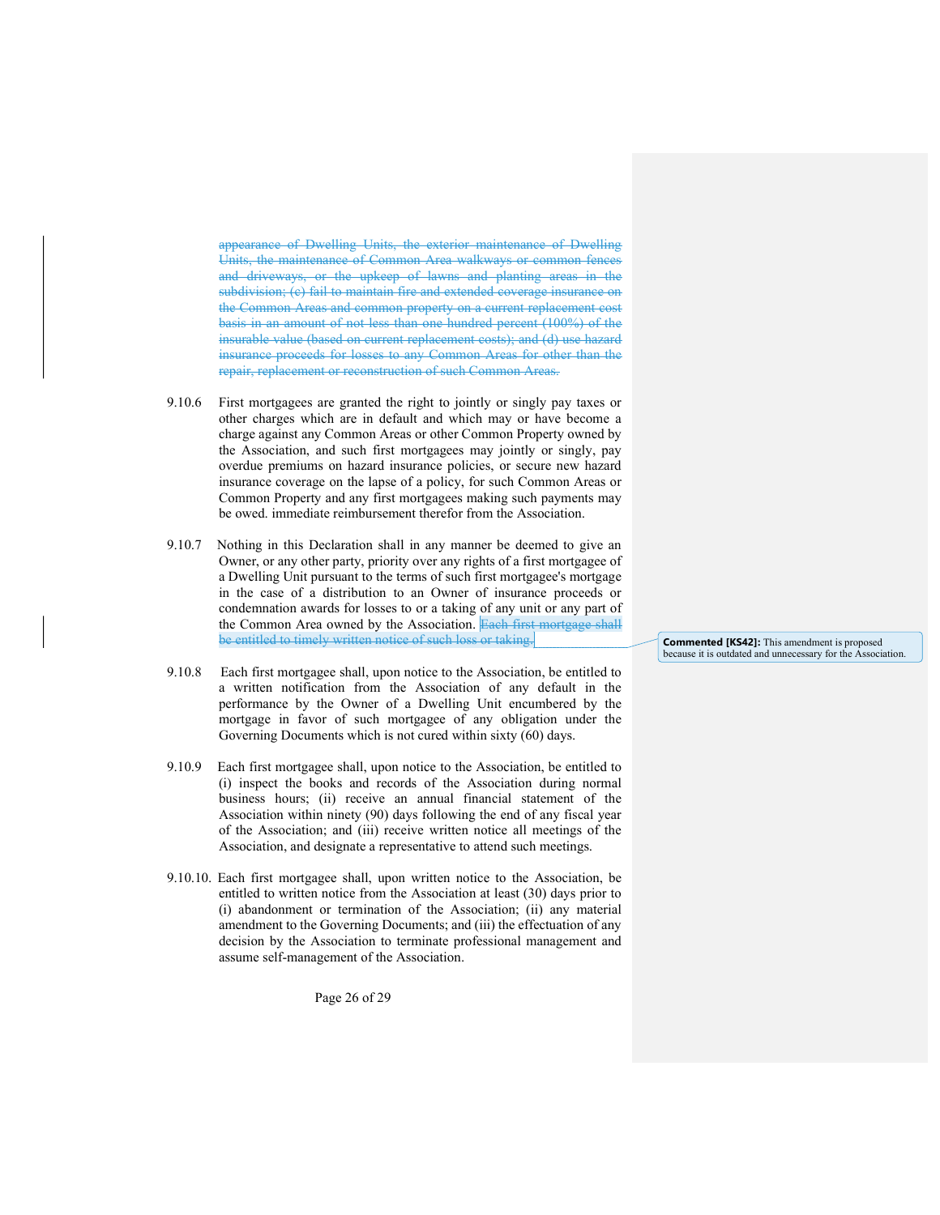~~appearance of Dwelling Units, the exterior maintenance of Dwelling Units, the maintenance of Common Area walkways or common fences and driveways, or the upkeep of lawns and planting areas in the subdivision; (c) fail to maintain fire and extended coverage insurance on the Common Areas and common property on a current replacement cost basis in an amount of not less than one hundred percent (100%) of the insurable value (based on current replacement costs); and (d) use hazard insurance proceeds for losses to any Common Areas for other than the repair, replacement or reconstruction of such Common Areas.~~

9.10.6 First mortgagees are granted the right to jointly or singly pay taxes or other charges which are in default and which may or have become a charge against any Common Areas or other Common Property owned by the Association, and such first mortgagees may jointly or singly, pay overdue premiums on hazard insurance policies, or secure new hazard insurance coverage on the lapse of a policy, for such Common Areas or Common Property and any first mortgagees making such payments may be owed. immediate reimbursement therefor from the Association.

9.10.7 Nothing in this Declaration shall in any manner be deemed to give an Owner, or any other party, priority over any rights of a first mortgagee of a Dwelling Unit pursuant to the terms of such first mortgagee's mortgage in the case of a distribution to an Owner of insurance proceeds or condemnation awards for losses to or a taking of any unit or any part of the Common Area owned by the Association. ~~Each first mortgagee shall be entitled to timely written notice of such loss or taking.~~

> **Commented [KS42]:** This amendment is proposed because it is outdated and unnecessary for the Association.

9.10.8 Each first mortgagee shall, upon notice to the Association, be entitled to a written notification from the Association of any default in the performance by the Owner of a Dwelling Unit encumbered by the mortgage in favor of such mortgagee of any obligation under the Governing Documents which is not cured within sixty (60) days.

9.10.9 Each first mortgagee shall, upon notice to the Association, be entitled to (i) inspect the books and records of the Association during normal business hours; (ii) receive an annual financial statement of the Association within ninety (90) days following the end of any fiscal year of the Association; and (iii) receive written notice all meetings of the Association, and designate a representative to attend such meetings.

9.10.10. Each first mortgagee shall, upon written notice to the Association, be entitled to written notice from the Association at least (30) days prior to (i) abandonment or termination of the Association; (ii) any material amendment to the Governing Documents; and (iii) the effectuation of any decision by the Association to terminate professional management and assume self-management of the Association.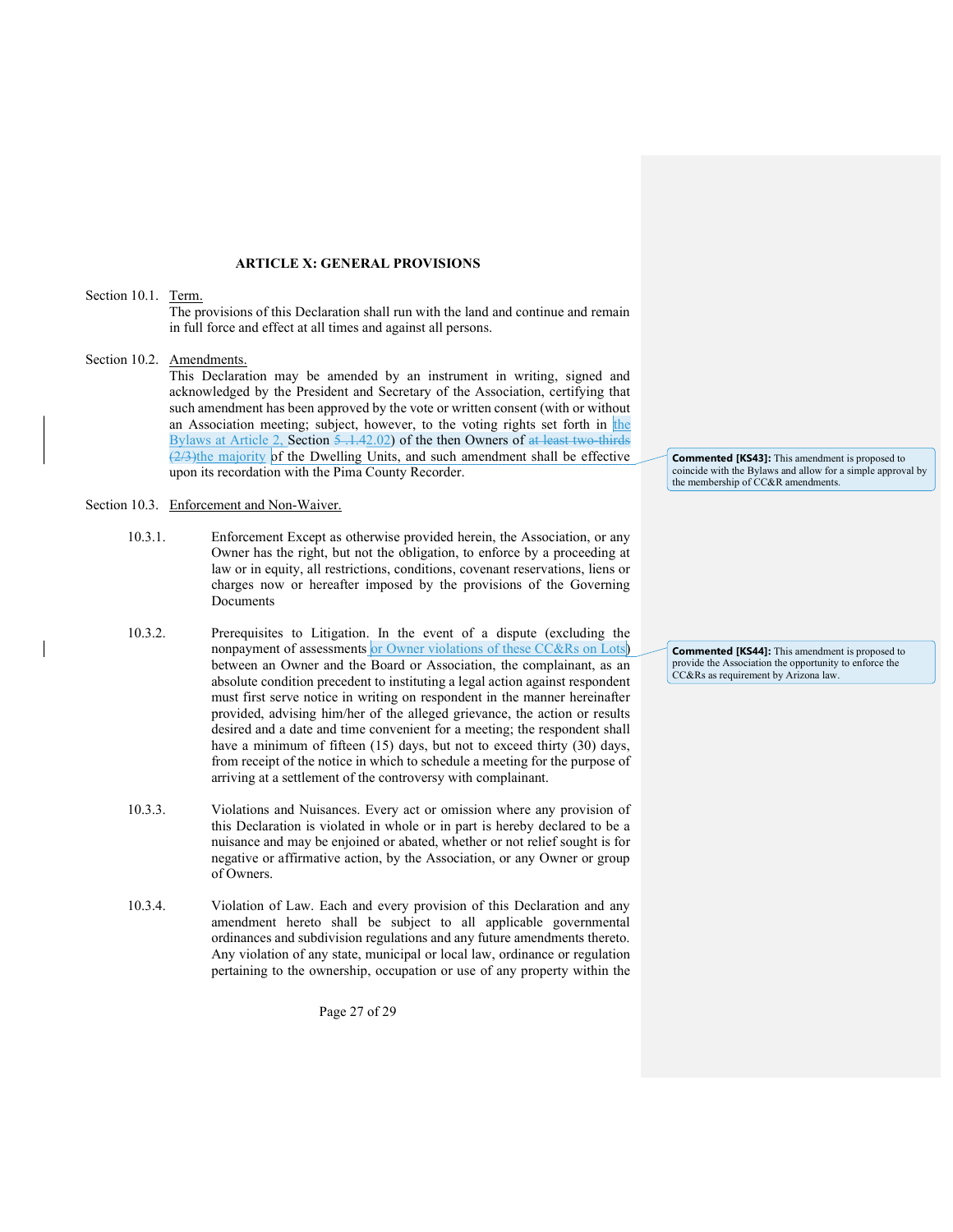## ARTICLE X: GENERAL PROVISIONS

Section 10.1. Term.

The provisions of this Declaration shall run with the land and continue and remain in full force and effect at all times and against all persons.

Section 10.2. Amendments.

This Declaration may be amended by an instrument in writing, signed and acknowledged by the President and Secretary of the Association, certifying that such amendment has been approved by the vote or written consent (with or without an Association meeting; subject, however, to the voting rights set forth in the Bylaws at Article 2, Section ~~5 .1.4~~2.02) of the then Owners of ~~at least two-thirds (2/3)~~the majority of the Dwelling Units, and such amendment shall be effective upon its recordation with the Pima County Recorder.

Section 10.3. Enforcement and Non-Waiver.

10.3.1. Enforcement Except as otherwise provided herein, the Association, or any Owner has the right, but not the obligation, to enforce by a proceeding at law or in equity, all restrictions, conditions, covenant reservations, liens or charges now or hereafter imposed by the provisions of the Governing Documents

10.3.2. Prerequisites to Litigation. In the event of a dispute (excluding the nonpayment of assessments or Owner violations of these CC&Rs on Lots) between an Owner and the Board or Association, the complainant, as an absolute condition precedent to instituting a legal action against respondent must first serve notice in writing on respondent in the manner hereinafter provided, advising him/her of the alleged grievance, the action or results desired and a date and time convenient for a meeting; the respondent shall have a minimum of fifteen (15) days, but not to exceed thirty (30) days, from receipt of the notice in which to schedule a meeting for the purpose of arriving at a settlement of the controversy with complainant.

10.3.3. Violations and Nuisances. Every act or omission where any provision of this Declaration is violated in whole or in part is hereby declared to be a nuisance and may be enjoined or abated, whether or not relief sought is for negative or affirmative action, by the Association, or any Owner or group of Owners.

10.3.4. Violation of Law. Each and every provision of this Declaration and any amendment hereto shall be subject to all applicable governmental ordinances and subdivision regulations and any future amendments thereto. Any violation of any state, municipal or local law, ordinance or regulation pertaining to the ownership, occupation or use of any property within the

**Commented [KS43]:** This amendment is proposed to coincide with the Bylaws and allow for a simple approval by the membership of CC&R amendments.

**Commented [KS44]:** This amendment is proposed to provide the Association the opportunity to enforce the CC&Rs as requirement by Arizona law.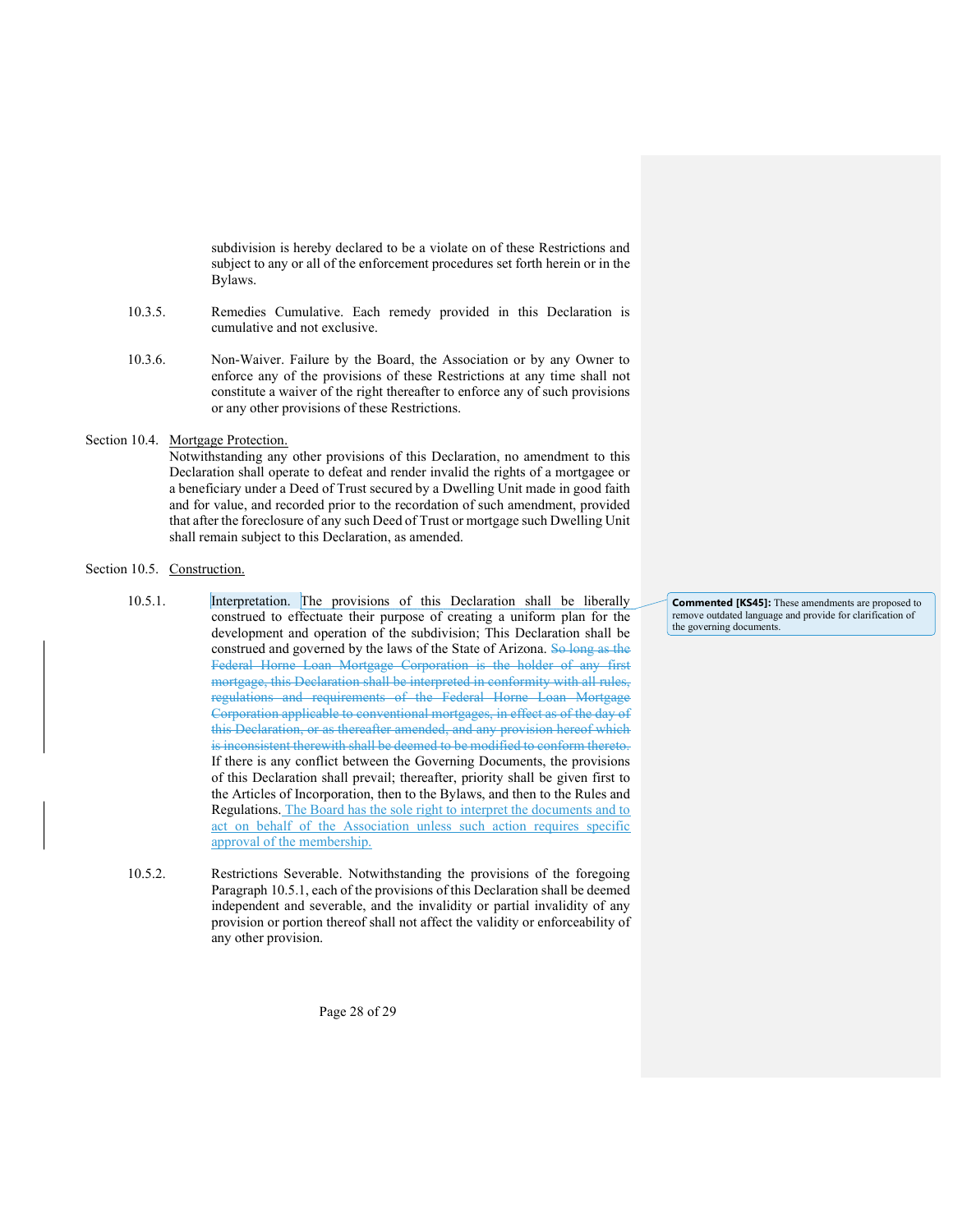subdivision is hereby declared to be a violate on of these Restrictions and subject to any or all of the enforcement procedures set forth herein or in the Bylaws.

10.3.5. Remedies Cumulative. Each remedy provided in this Declaration is cumulative and not exclusive.

10.3.6. Non-Waiver. Failure by the Board, the Association or by any Owner to enforce any of the provisions of these Restrictions at any time shall not constitute a waiver of the right thereafter to enforce any of such provisions or any other provisions of these Restrictions.

Section 10.4. <u>Mortgage Protection.</u>
Notwithstanding any other provisions of this Declaration, no amendment to this Declaration shall operate to defeat and render invalid the rights of a mortgagee or a beneficiary under a Deed of Trust secured by a Dwelling Unit made in good faith and for value, and recorded prior to the recordation of such amendment, provided that after the foreclosure of any such Deed of Trust or mortgage such Dwelling Unit shall remain subject to this Declaration, as amended.

Section 10.5. <u>Construction.</u>

10.5.1. Interpretation. The provisions of this Declaration shall be liberally construed to effectuate their purpose of creating a uniform plan for the development and operation of the subdivision; This Declaration shall be construed and governed by the laws of the State of Arizona. ~~So long as the Federal Horne Loan Mortgage Corporation is the holder of any first mortgage, this Declaration shall be interpreted in conformity with all rules, regulations and requirements of the Federal Horne Loan Mortgage Corporation applicable to conventional mortgages, in effect as of the day of this Declaration, or as thereafter amended, and any provision hereof which is inconsistent therewith shall be deemed to be modified to conform thereto.~~ If there is any conflict between the Governing Documents, the provisions of this Declaration shall prevail; thereafter, priority shall be given first to the Articles of Incorporation, then to the Bylaws, and then to the Rules and Regulations. <u>The Board has the sole right to interpret the documents and to act on behalf of the Association unless such action requires specific approval of the membership.</u>

**Commented [KS45]:** These amendments are proposed to remove outdated language and provide for clarification of the governing documents.

10.5.2. Restrictions Severable. Notwithstanding the provisions of the foregoing Paragraph 10.5.1, each of the provisions of this Declaration shall be deemed independent and severable, and the invalidity or partial invalidity of any provision or portion thereof shall not affect the validity or enforceability of any other provision.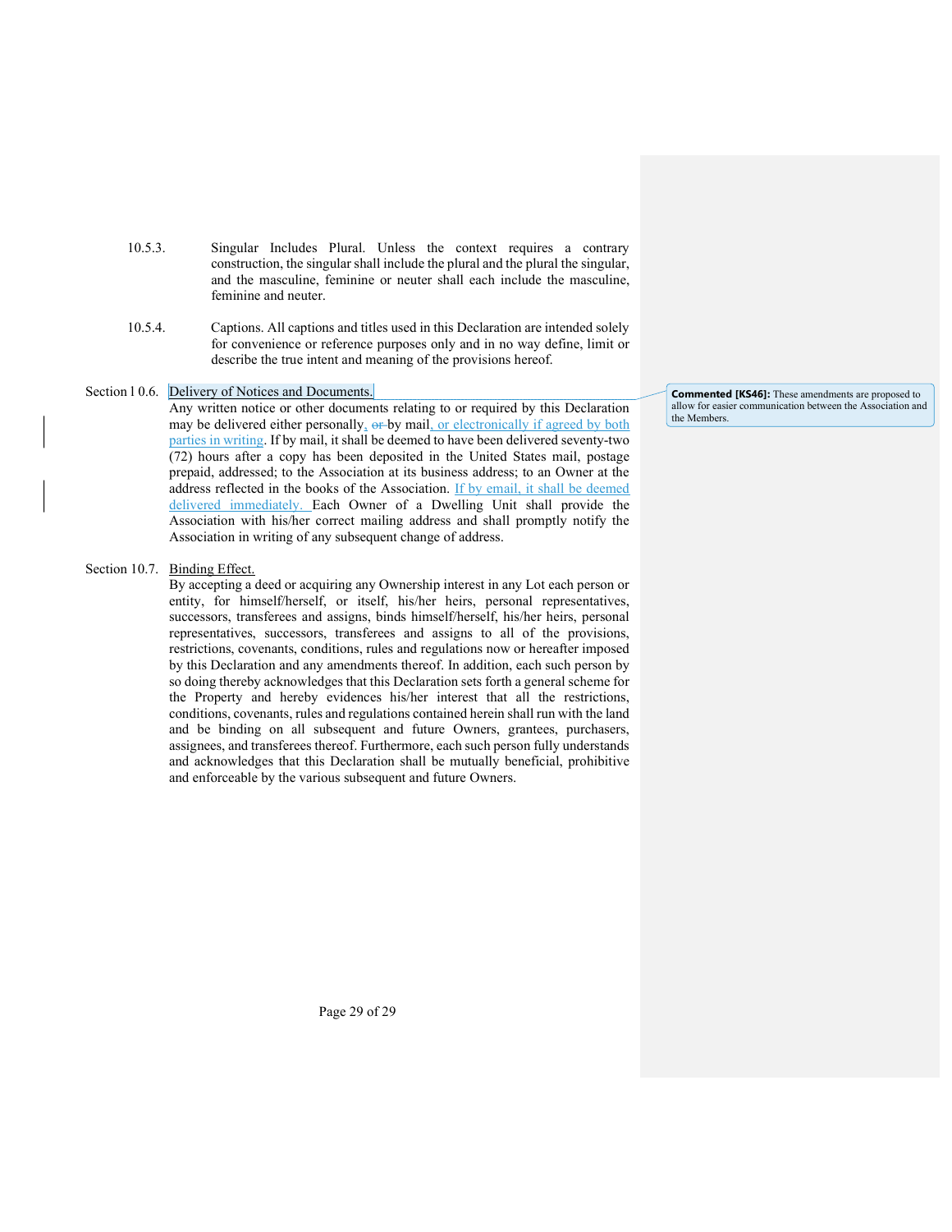10.5.3. Singular Includes Plural. Unless the context requires a contrary construction, the singular shall include the plural and the plural the singular, and the masculine, feminine or neuter shall each include the masculine, feminine and neuter.

10.5.4. Captions. All captions and titles used in this Declaration are intended solely for convenience or reference purposes only and in no way define, limit or describe the true intent and meaning of the provisions hereof.

Section 10.6. Delivery of Notices and Documents.

Any written notice or other documents relating to or required by this Declaration may be delivered either personally, ~~or~~ by mail, or electronically if agreed by both parties in writing. If by mail, it shall be deemed to have been delivered seventy-two (72) hours after a copy has been deposited in the United States mail, postage prepaid, addressed; to the Association at its business address; to an Owner at the address reflected in the books of the Association. If by email, it shall be deemed delivered immediately. Each Owner of a Dwelling Unit shall provide the Association with his/her correct mailing address and shall promptly notify the Association in writing of any subsequent change of address.

> **Commented [KS46]:** These amendments are proposed to allow for easier communication between the Association and the Members.

Section 10.7. Binding Effect.

By accepting a deed or acquiring any Ownership interest in any Lot each person or entity, for himself/herself, or itself, his/her heirs, personal representatives, successors, transferees and assigns, binds himself/herself, his/her heirs, personal representatives, successors, transferees and assigns to all of the provisions, restrictions, covenants, conditions, rules and regulations now or hereafter imposed by this Declaration and any amendments thereof. In addition, each such person by so doing thereby acknowledges that this Declaration sets forth a general scheme for the Property and hereby evidences his/her interest that all the restrictions, conditions, covenants, rules and regulations contained herein shall run with the land and be binding on all subsequent and future Owners, grantees, purchasers, assignees, and transferees thereof. Furthermore, each such person fully understands and acknowledges that this Declaration shall be mutually beneficial, prohibitive and enforceable by the various subsequent and future Owners.